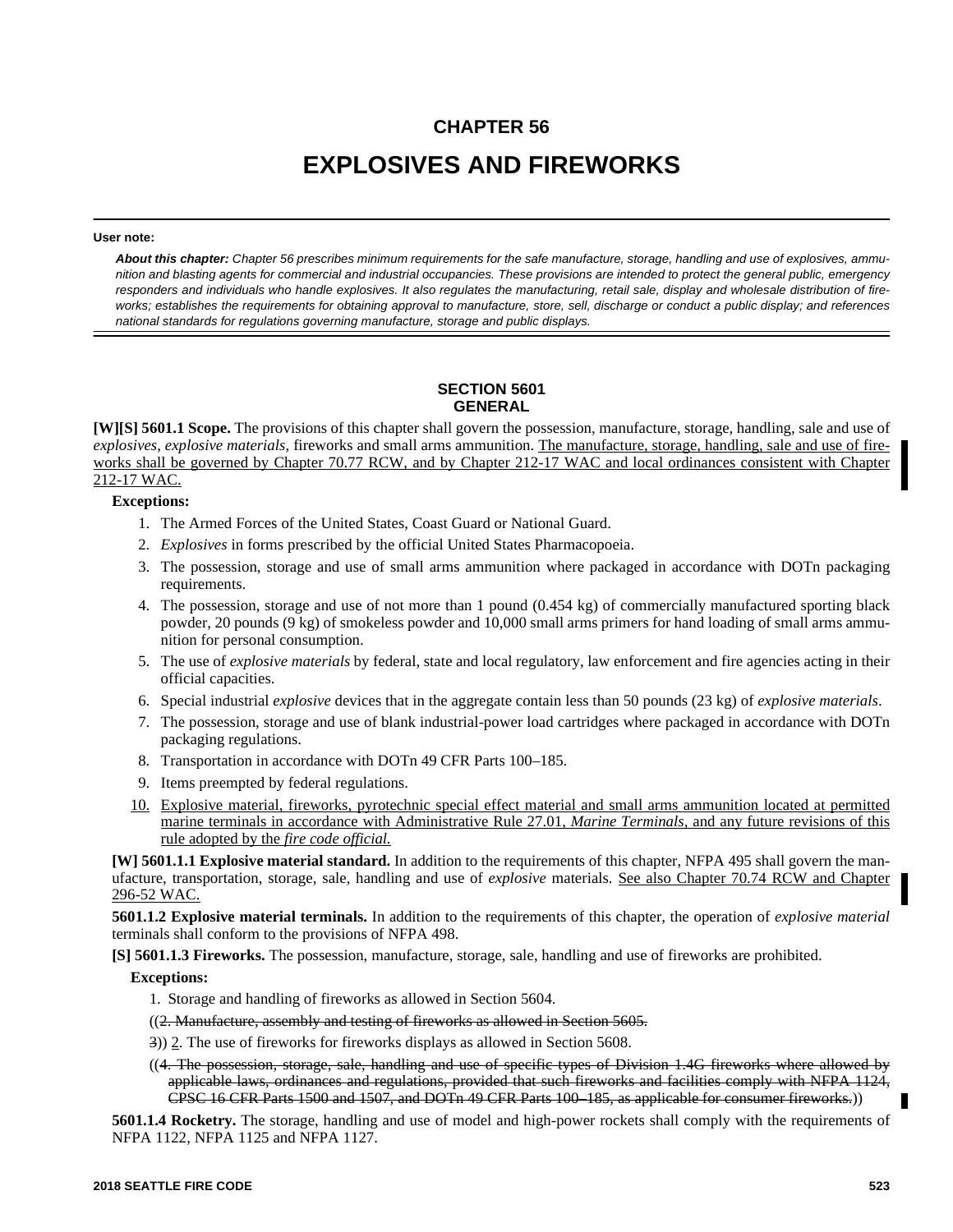# CHAPTER 56

# EXPLOSIVES AND FIREWORKS

**User note:**

***About this chapter:*** *Chapter 56 prescribes minimum requirements for the safe manufacture, storage, handling and use of explosives, ammunition and blasting agents for commercial and industrial occupancies. These provisions are intended to protect the general public, emergency responders and individuals who handle explosives. It also regulates the manufacturing, retail sale, display and wholesale distribution of fireworks; establishes the requirements for obtaining approval to manufacture, store, sell, discharge or conduct a public display; and references national standards for regulations governing manufacture, storage and public displays.*

## SECTION 5601 GENERAL

**[W][S] 5601.1 Scope.** The provisions of this chapter shall govern the possession, manufacture, storage, handling, sale and use of *explosives*, *explosive materials*, fireworks and small arms ammunition. <u>The manufacture, storage, handling, sale and use of fireworks shall be governed by Chapter 70.77 RCW, and by Chapter 212-17 WAC and local ordinances consistent with Chapter 212-17 WAC.</u>

**Exceptions:**

1. The Armed Forces of the United States, Coast Guard or National Guard.
2. *Explosives* in forms prescribed by the official United States Pharmacopoeia.
3. The possession, storage and use of small arms ammunition where packaged in accordance with DOTn packaging requirements.
4. The possession, storage and use of not more than 1 pound (0.454 kg) of commercially manufactured sporting black powder, 20 pounds (9 kg) of smokeless powder and 10,000 small arms primers for hand loading of small arms ammunition for personal consumption.
5. The use of *explosive materials* by federal, state and local regulatory, law enforcement and fire agencies acting in their official capacities.
6. Special industrial *explosive* devices that in the aggregate contain less than 50 pounds (23 kg) of *explosive materials*.
7. The possession, storage and use of blank industrial-power load cartridges where packaged in accordance with DOTn packaging regulations.
8. Transportation in accordance with DOTn 49 CFR Parts 100–185.
9. Items preempted by federal regulations.
10. <u>Explosive material, fireworks, pyrotechnic special effect material and small arms ammunition located at permitted marine terminals in accordance with Administrative Rule 27.01, *Marine Terminals*, and any future revisions of this rule adopted by the *fire code official.*</u>

**[W] 5601.1.1 Explosive material standard.** In addition to the requirements of this chapter, NFPA 495 shall govern the manufacture, transportation, storage, sale, handling and use of *explosive* materials. <u>See also Chapter 70.74 RCW and Chapter 296-52 WAC.</u>

**5601.1.2 Explosive material terminals.** In addition to the requirements of this chapter, the operation of *explosive material* terminals shall conform to the provisions of NFPA 498.

**[S] 5601.1.3 Fireworks.** The possession, manufacture, storage, sale, handling and use of fireworks are prohibited.

**Exceptions:**

1. Storage and handling of fireworks as allowed in Section 5604.

((~~2. Manufacture, assembly and testing of fireworks as allowed in Section 5605.~~

~~3~~)) <u>2</u>. The use of fireworks for fireworks displays as allowed in Section 5608.

((~~4. The possession, storage, sale, handling and use of specific types of Division 1.4G fireworks where allowed by applicable laws, ordinances and regulations, provided that such fireworks and facilities comply with NFPA 1124, CPSC 16 CFR Parts 1500 and 1507, and DOTn 49 CFR Parts 100–185, as applicable for consumer fireworks.~~))

**5601.1.4 Rocketry.** The storage, handling and use of model and high-power rockets shall comply with the requirements of NFPA 1122, NFPA 1125 and NFPA 1127.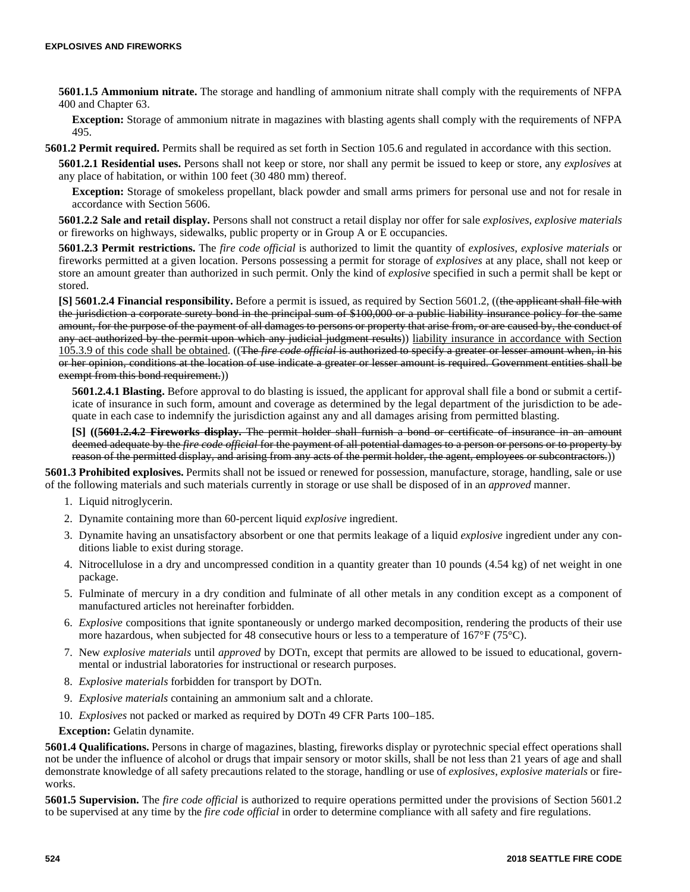**5601.1.5 Ammonium nitrate.** The storage and handling of ammonium nitrate shall comply with the requirements of NFPA 400 and Chapter 63.

**Exception:** Storage of ammonium nitrate in magazines with blasting agents shall comply with the requirements of NFPA 495.

**5601.2 Permit required.** Permits shall be required as set forth in Section 105.6 and regulated in accordance with this section.

**5601.2.1 Residential uses.** Persons shall not keep or store, nor shall any permit be issued to keep or store, any *explosives* at any place of habitation, or within 100 feet (30 480 mm) thereof.

**Exception:** Storage of smokeless propellant, black powder and small arms primers for personal use and not for resale in accordance with Section 5606.

**5601.2.2 Sale and retail display.** Persons shall not construct a retail display nor offer for sale *explosives*, *explosive materials* or fireworks on highways, sidewalks, public property or in Group A or E occupancies.

**5601.2.3 Permit restrictions.** The *fire code official* is authorized to limit the quantity of *explosives*, *explosive materials* or fireworks permitted at a given location. Persons possessing a permit for storage of *explosives* at any place, shall not keep or store an amount greater than authorized in such permit. Only the kind of *explosive* specified in such a permit shall be kept or stored.

**[S] 5601.2.4 Financial responsibility.** Before a permit is issued, as required by Section 5601.2, ((~~the applicant shall file with the jurisdiction a corporate surety bond in the principal sum of $100,000 or a public liability insurance policy for the same amount, for the purpose of the payment of all damages to persons or property that arise from, or are caused by, the conduct of any act authorized by the permit upon which any judicial judgment results~~)) <u>liability insurance in accordance with Section 105.3.9 of this code shall be obtained</u>. ((~~The *fire code official* is authorized to specify a greater or lesser amount when, in his or her opinion, conditions at the location of use indicate a greater or lesser amount is required. Government entities shall be exempt from this bond requirement.~~))

**5601.2.4.1 Blasting.** Before approval to do blasting is issued, the applicant for approval shall file a bond or submit a certificate of insurance in such form, amount and coverage as determined by the legal department of the jurisdiction to be adequate in each case to indemnify the jurisdiction against any and all damages arising from permitted blasting.

**[S] ((~~5601.2.4.2 Fireworks display.~~** ~~The permit holder shall furnish a bond or certificate of insurance in an amount deemed adequate by the *fire code official* for the payment of all potential damages to a person or persons or to property by reason of the permitted display, and arising from any acts of the permit holder, the agent, employees or subcontractors.~~))

**5601.3 Prohibited explosives.** Permits shall not be issued or renewed for possession, manufacture, storage, handling, sale or use of the following materials and such materials currently in storage or use shall be disposed of in an *approved* manner.

1. Liquid nitroglycerin.
2. Dynamite containing more than 60-percent liquid *explosive* ingredient.
3. Dynamite having an unsatisfactory absorbent or one that permits leakage of a liquid *explosive* ingredient under any conditions liable to exist during storage.
4. Nitrocellulose in a dry and uncompressed condition in a quantity greater than 10 pounds (4.54 kg) of net weight in one package.
5. Fulminate of mercury in a dry condition and fulminate of all other metals in any condition except as a component of manufactured articles not hereinafter forbidden.
6. *Explosive* compositions that ignite spontaneously or undergo marked decomposition, rendering the products of their use more hazardous, when subjected for 48 consecutive hours or less to a temperature of 167°F (75°C).
7. New *explosive materials* until *approved* by DOTn, except that permits are allowed to be issued to educational, governmental or industrial laboratories for instructional or research purposes.
8. *Explosive materials* forbidden for transport by DOTn.
9. *Explosive materials* containing an ammonium salt and a chlorate.
10. *Explosives* not packed or marked as required by DOTn 49 CFR Parts 100–185.

**Exception:** Gelatin dynamite.

**5601.4 Qualifications.** Persons in charge of magazines, blasting, fireworks display or pyrotechnic special effect operations shall not be under the influence of alcohol or drugs that impair sensory or motor skills, shall be not less than 21 years of age and shall demonstrate knowledge of all safety precautions related to the storage, handling or use of *explosives*, *explosive materials* or fireworks.

**5601.5 Supervision.** The *fire code official* is authorized to require operations permitted under the provisions of Section 5601.2 to be supervised at any time by the *fire code official* in order to determine compliance with all safety and fire regulations.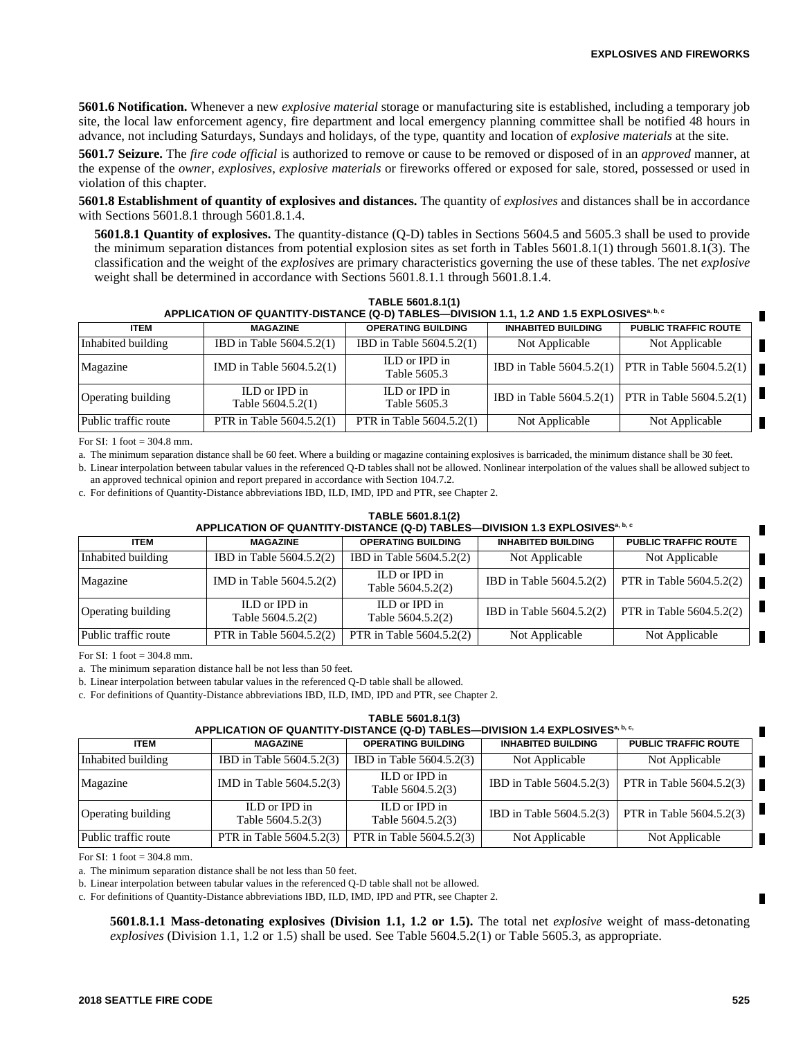**5601.6 Notification.** Whenever a new *explosive material* storage or manufacturing site is established, including a temporary job site, the local law enforcement agency, fire department and local emergency planning committee shall be notified 48 hours in advance, not including Saturdays, Sundays and holidays, of the type, quantity and location of *explosive materials* at the site.

**5601.7 Seizure.** The *fire code official* is authorized to remove or cause to be removed or disposed of in an *approved* manner, at the expense of the *owner*, *explosives*, *explosive materials* or fireworks offered or exposed for sale, stored, possessed or used in violation of this chapter.

**5601.8 Establishment of quantity of explosives and distances.** The quantity of *explosives* and distances shall be in accordance with Sections 5601.8.1 through 5601.8.1.4.

**5601.8.1 Quantity of explosives.** The quantity-distance (Q-D) tables in Sections 5604.5 and 5605.3 shall be used to provide the minimum separation distances from potential explosion sites as set forth in Tables 5601.8.1(1) through 5601.8.1(3). The classification and the weight of the *explosives* are primary characteristics governing the use of these tables. The net *explosive* weight shall be determined in accordance with Sections 5601.8.1.1 through 5601.8.1.4.

**TABLE 5601.8.1(1)**
**APPLICATION OF QUANTITY-DISTANCE (Q-D) TABLES—DIVISION 1.1, 1.2 AND 1.5 EXPLOSIVES[a, b, c]**

| ITEM | MAGAZINE | OPERATING BUILDING | INHABITED BUILDING | PUBLIC TRAFFIC ROUTE |
|---|---|---|---|---|
| Inhabited building | IBD in Table 5604.5.2(1) | IBD in Table 5604.5.2(1) | Not Applicable | Not Applicable |
| Magazine | IMD in Table 5604.5.2(1) | ILD or IPD in Table 5605.3 | IBD in Table 5604.5.2(1) | PTR in Table 5604.5.2(1) |
| Operating building | ILD or IPD in Table 5604.5.2(1) | ILD or IPD in Table 5605.3 | IBD in Table 5604.5.2(1) | PTR in Table 5604.5.2(1) |
| Public traffic route | PTR in Table 5604.5.2(1) | PTR in Table 5604.5.2(1) | Not Applicable | Not Applicable |

For SI: 1 foot = 304.8 mm.

a. The minimum separation distance shall be 60 feet. Where a building or magazine containing explosives is barricaded, the minimum distance shall be 30 feet.

b. Linear interpolation between tabular values in the referenced Q-D tables shall not be allowed. Nonlinear interpolation of the values shall be allowed subject to an approved technical opinion and report prepared in accordance with Section 104.7.2.

c. For definitions of Quantity-Distance abbreviations IBD, ILD, IMD, IPD and PTR, see Chapter 2.

**TABLE 5601.8.1(2)**
**APPLICATION OF QUANTITY-DISTANCE (Q-D) TABLES—DIVISION 1.3 EXPLOSIVES[a, b, c]**

| ITEM | MAGAZINE | OPERATING BUILDING | INHABITED BUILDING | PUBLIC TRAFFIC ROUTE |
|---|---|---|---|---|
| Inhabited building | IBD in Table 5604.5.2(2) | IBD in Table 5604.5.2(2) | Not Applicable | Not Applicable |
| Magazine | IMD in Table 5604.5.2(2) | ILD or IPD in Table 5604.5.2(2) | IBD in Table 5604.5.2(2) | PTR in Table 5604.5.2(2) |
| Operating building | ILD or IPD in Table 5604.5.2(2) | ILD or IPD in Table 5604.5.2(2) | IBD in Table 5604.5.2(2) | PTR in Table 5604.5.2(2) |
| Public traffic route | PTR in Table 5604.5.2(2) | PTR in Table 5604.5.2(2) | Not Applicable | Not Applicable |

For SI: 1 foot = 304.8 mm.

a. The minimum separation distance hall be not less than 50 feet.

b. Linear interpolation between tabular values in the referenced Q-D table shall be allowed.

c. For definitions of Quantity-Distance abbreviations IBD, ILD, IMD, IPD and PTR, see Chapter 2.

**TABLE 5601.8.1(3)**
**APPLICATION OF QUANTITY-DISTANCE (Q-D) TABLES—DIVISION 1.4 EXPLOSIVES[a, b, c,]**

| ITEM | MAGAZINE | OPERATING BUILDING | INHABITED BUILDING | PUBLIC TRAFFIC ROUTE |
|---|---|---|---|---|
| Inhabited building | IBD in Table 5604.5.2(3) | IBD in Table 5604.5.2(3) | Not Applicable | Not Applicable |
| Magazine | IMD in Table 5604.5.2(3) | ILD or IPD in Table 5604.5.2(3) | IBD in Table 5604.5.2(3) | PTR in Table 5604.5.2(3) |
| Operating building | ILD or IPD in Table 5604.5.2(3) | ILD or IPD in Table 5604.5.2(3) | IBD in Table 5604.5.2(3) | PTR in Table 5604.5.2(3) |
| Public traffic route | PTR in Table 5604.5.2(3) | PTR in Table 5604.5.2(3) | Not Applicable | Not Applicable |

For SI: 1 foot = 304.8 mm.

a. The minimum separation distance shall be not less than 50 feet.

b. Linear interpolation between tabular values in the referenced Q-D table shall not be allowed.

c. For definitions of Quantity-Distance abbreviations IBD, ILD, IMD, IPD and PTR, see Chapter 2.

**5601.8.1.1 Mass-detonating explosives (Division 1.1, 1.2 or 1.5).** The total net *explosive* weight of mass-detonating *explosives* (Division 1.1, 1.2 or 1.5) shall be used. See Table 5604.5.2(1) or Table 5605.3, as appropriate.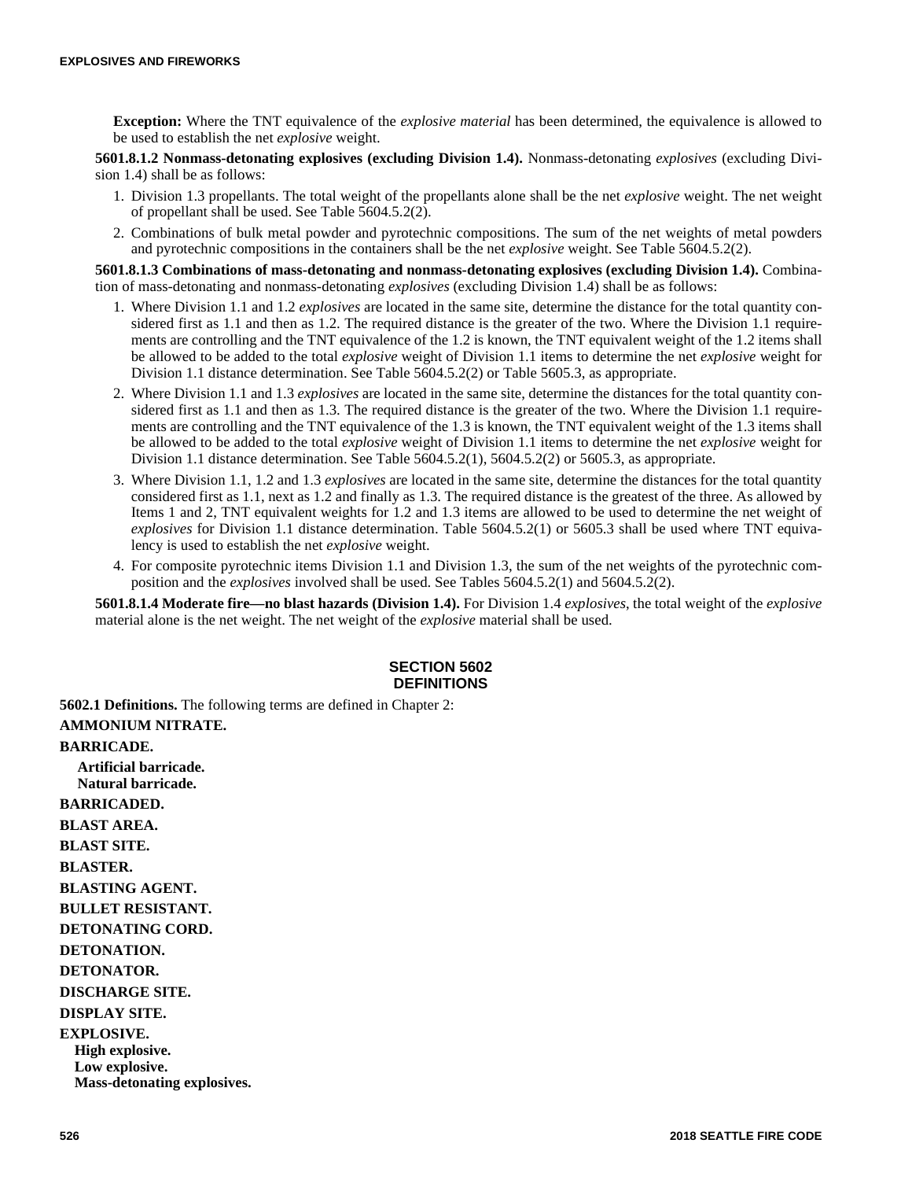**Exception:** Where the TNT equivalence of the *explosive material* has been determined, the equivalence is allowed to be used to establish the net *explosive* weight.

**5601.8.1.2 Nonmass-detonating explosives (excluding Division 1.4).** Nonmass-detonating *explosives* (excluding Division 1.4) shall be as follows:

1. Division 1.3 propellants. The total weight of the propellants alone shall be the net *explosive* weight. The net weight of propellant shall be used. See Table 5604.5.2(2).
2. Combinations of bulk metal powder and pyrotechnic compositions. The sum of the net weights of metal powders and pyrotechnic compositions in the containers shall be the net *explosive* weight. See Table 5604.5.2(2).

**5601.8.1.3 Combinations of mass-detonating and nonmass-detonating explosives (excluding Division 1.4).** Combination of mass-detonating and nonmass-detonating *explosives* (excluding Division 1.4) shall be as follows:

1. Where Division 1.1 and 1.2 *explosives* are located in the same site, determine the distance for the total quantity considered first as 1.1 and then as 1.2. The required distance is the greater of the two. Where the Division 1.1 requirements are controlling and the TNT equivalence of the 1.2 is known, the TNT equivalent weight of the 1.2 items shall be allowed to be added to the total *explosive* weight of Division 1.1 items to determine the net *explosive* weight for Division 1.1 distance determination. See Table 5604.5.2(2) or Table 5605.3, as appropriate.
2. Where Division 1.1 and 1.3 *explosives* are located in the same site, determine the distances for the total quantity considered first as 1.1 and then as 1.3. The required distance is the greater of the two. Where the Division 1.1 requirements are controlling and the TNT equivalence of the 1.3 is known, the TNT equivalent weight of the 1.3 items shall be allowed to be added to the total *explosive* weight of Division 1.1 items to determine the net *explosive* weight for Division 1.1 distance determination. See Table 5604.5.2(1), 5604.5.2(2) or 5605.3, as appropriate.
3. Where Division 1.1, 1.2 and 1.3 *explosives* are located in the same site, determine the distances for the total quantity considered first as 1.1, next as 1.2 and finally as 1.3. The required distance is the greatest of the three. As allowed by Items 1 and 2, TNT equivalent weights for 1.2 and 1.3 items are allowed to be used to determine the net weight of *explosives* for Division 1.1 distance determination. Table 5604.5.2(1) or 5605.3 shall be used where TNT equivalency is used to establish the net *explosive* weight.
4. For composite pyrotechnic items Division 1.1 and Division 1.3, the sum of the net weights of the pyrotechnic composition and the *explosives* involved shall be used. See Tables 5604.5.2(1) and 5604.5.2(2).

**5601.8.1.4 Moderate fire—no blast hazards (Division 1.4).** For Division 1.4 *explosives*, the total weight of the *explosive* material alone is the net weight. The net weight of the *explosive* material shall be used.

## SECTION 5602 DEFINITIONS

**5602.1 Definitions.** The following terms are defined in Chapter 2:

**AMMONIUM NITRATE.**

**BARRICADE.**

- **Artificial barricade.**
- **Natural barricade.**

**BARRICADED.**

**BLAST AREA.**

**BLAST SITE.**

**BLASTER.**

**BLASTING AGENT.**

**BULLET RESISTANT.**

**DETONATING CORD.**

**DETONATION.**

**DETONATOR.**

**DISCHARGE SITE.**

**DISPLAY SITE.**

**EXPLOSIVE.**

- **High explosive.**
- **Low explosive.**
- **Mass-detonating explosives.**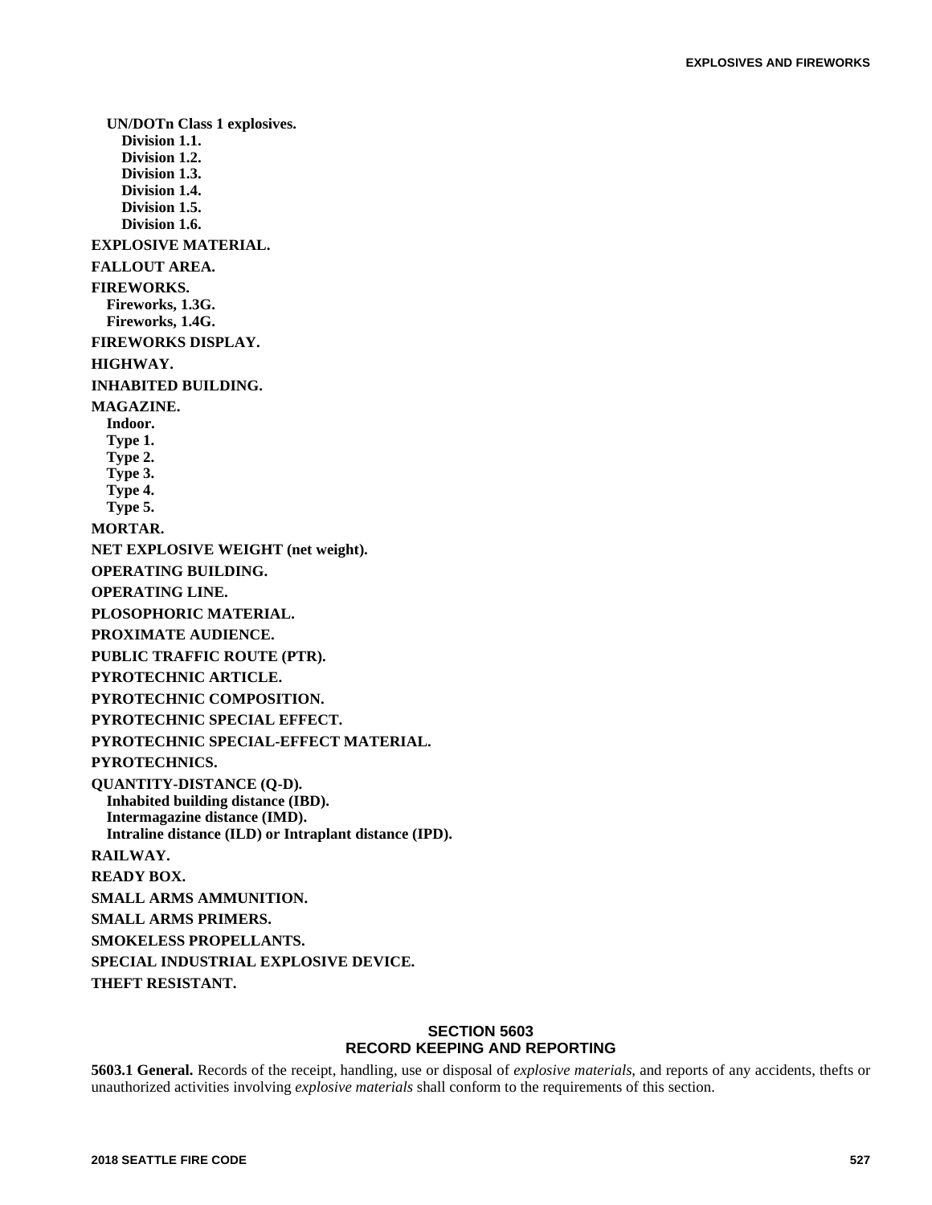**UN/DOTn Class 1 explosives.**

**Division 1.1.**

**Division 1.2.**

**Division 1.3.**

**Division 1.4.**

**Division 1.5.**

**Division 1.6.**

**EXPLOSIVE MATERIAL.**

**FALLOUT AREA.**

**FIREWORKS.**

**Fireworks, 1.3G.**

**Fireworks, 1.4G.**

**FIREWORKS DISPLAY.**

**HIGHWAY.**

**INHABITED BUILDING.**

**MAGAZINE.**

**Indoor.**

**Type 1.**

**Type 2.**

**Type 3.**

**Type 4.**

**Type 5.**

**MORTAR.**

**NET EXPLOSIVE WEIGHT (net weight).**

**OPERATING BUILDING.**

**OPERATING LINE.**

**PLOSOPHORIC MATERIAL.**

**PROXIMATE AUDIENCE.**

**PUBLIC TRAFFIC ROUTE (PTR).**

**PYROTECHNIC ARTICLE.**

**PYROTECHNIC COMPOSITION.**

**PYROTECHNIC SPECIAL EFFECT.**

**PYROTECHNIC SPECIAL-EFFECT MATERIAL.**

**PYROTECHNICS.**

**QUANTITY-DISTANCE (Q-D).**

**Inhabited building distance (IBD).**

**Intermagazine distance (IMD).**

**Intraline distance (ILD) or Intraplant distance (IPD).**

**RAILWAY.**

**READY BOX.**

**SMALL ARMS AMMUNITION.**

**SMALL ARMS PRIMERS.**

**SMOKELESS PROPELLANTS.**

**SPECIAL INDUSTRIAL EXPLOSIVE DEVICE.**

**THEFT RESISTANT.**

## SECTION 5603 RECORD KEEPING AND REPORTING

**5603.1 General.** Records of the receipt, handling, use or disposal of *explosive materials*, and reports of any accidents, thefts or unauthorized activities involving *explosive materials* shall conform to the requirements of this section.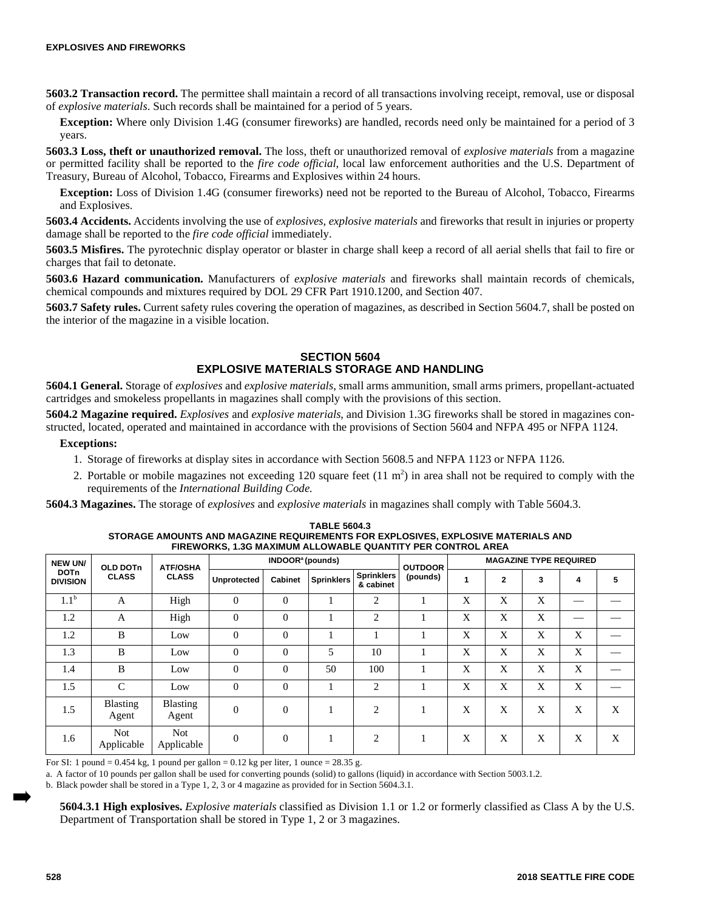**5603.2 Transaction record.** The permittee shall maintain a record of all transactions involving receipt, removal, use or disposal of *explosive materials*. Such records shall be maintained for a period of 5 years.

**Exception:** Where only Division 1.4G (consumer fireworks) are handled, records need only be maintained for a period of 3 years.

**5603.3 Loss, theft or unauthorized removal.** The loss, theft or unauthorized removal of *explosive materials* from a magazine or permitted facility shall be reported to the *fire code official*, local law enforcement authorities and the U.S. Department of Treasury, Bureau of Alcohol, Tobacco, Firearms and Explosives within 24 hours.

**Exception:** Loss of Division 1.4G (consumer fireworks) need not be reported to the Bureau of Alcohol, Tobacco, Firearms and Explosives.

**5603.4 Accidents.** Accidents involving the use of *explosives*, *explosive materials* and fireworks that result in injuries or property damage shall be reported to the *fire code official* immediately.

**5603.5 Misfires.** The pyrotechnic display operator or blaster in charge shall keep a record of all aerial shells that fail to fire or charges that fail to detonate.

**5603.6 Hazard communication.** Manufacturers of *explosive materials* and fireworks shall maintain records of chemicals, chemical compounds and mixtures required by DOL 29 CFR Part 1910.1200, and Section 407.

**5603.7 Safety rules.** Current safety rules covering the operation of magazines, as described in Section 5604.7, shall be posted on the interior of the magazine in a visible location.

## SECTION 5604 EXPLOSIVE MATERIALS STORAGE AND HANDLING

**5604.1 General.** Storage of *explosives* and *explosive materials*, small arms ammunition, small arms primers, propellant-actuated cartridges and smokeless propellants in magazines shall comply with the provisions of this section.

**5604.2 Magazine required.** *Explosives* and *explosive materials*, and Division 1.3G fireworks shall be stored in magazines constructed, located, operated and maintained in accordance with the provisions of Section 5604 and NFPA 495 or NFPA 1124.

**Exceptions:**

1. Storage of fireworks at display sites in accordance with Section 5608.5 and NFPA 1123 or NFPA 1126.
2. Portable or mobile magazines not exceeding 120 square feet (11 $m^2$) in area shall not be required to comply with the requirements of the *International Building Code.*

**5604.3 Magazines.** The storage of *explosives* and *explosive materials* in magazines shall comply with Table 5604.3.

**TABLE 5604.3**
**STORAGE AMOUNTS AND MAGAZINE REQUIREMENTS FOR EXPLOSIVES, EXPLOSIVE MATERIALS AND FIREWORKS, 1.3G MAXIMUM ALLOWABLE QUANTITY PER CONTROL AREA**

| NEW UN/ DOTn DIVISION | OLD DOTn CLASS | ATF/OSHA CLASS | INDOOR[a] (pounds) | | | | OUTDOOR (pounds) | MAGAZINE TYPE REQUIRED | | | | |
|---|---|---|---|---|---|---|---|---|---|---|---|---|
| | | | Unprotected | Cabinet | Sprinklers | Sprinklers & cabinet | | 1 | 2 | 3 | 4 | 5 |
| 1.1[b] | A | High | 0 | 0 | 1 | 2 | 1 | X | X | X | — | — |
| 1.2 | A | High | 0 | 0 | 1 | 2 | 1 | X | X | X | — | — |
| 1.2 | B | Low | 0 | 0 | 1 | 1 | 1 | X | X | X | X | — |
| 1.3 | B | Low | 0 | 0 | 5 | 10 | 1 | X | X | X | X | — |
| 1.4 | B | Low | 0 | 0 | 50 | 100 | 1 | X | X | X | X | — |
| 1.5 | C | Low | 0 | 0 | 1 | 2 | 1 | X | X | X | X | — |
| 1.5 | Blasting Agent | Blasting Agent | 0 | 0 | 1 | 2 | 1 | X | X | X | X | X |
| 1.6 | Not Applicable | Not Applicable | 0 | 0 | 1 | 2 | 1 | X | X | X | X | X |

For SI: 1 pound = 0.454 kg, 1 pound per gallon = 0.12 kg per liter, 1 ounce = 28.35 g.

a. A factor of 10 pounds per gallon shall be used for converting pounds (solid) to gallons (liquid) in accordance with Section 5003.1.2.

b. Black powder shall be stored in a Type 1, 2, 3 or 4 magazine as provided for in Section 5604.3.1.

**5604.3.1 High explosives.** *Explosive materials* classified as Division 1.1 or 1.2 or formerly classified as Class A by the U.S. Department of Transportation shall be stored in Type 1, 2 or 3 magazines.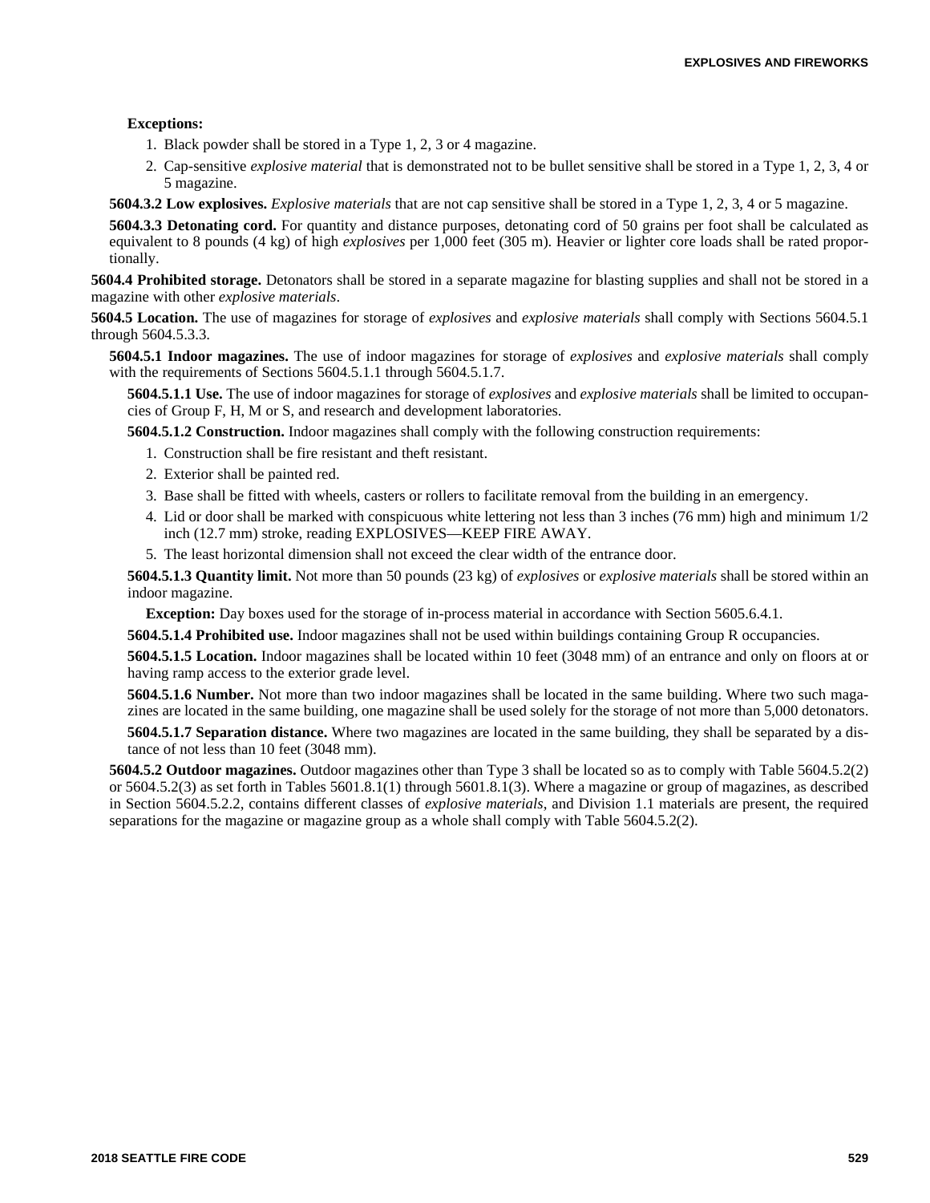**Exceptions:**

1. Black powder shall be stored in a Type 1, 2, 3 or 4 magazine.
2. Cap-sensitive *explosive material* that is demonstrated not to be bullet sensitive shall be stored in a Type 1, 2, 3, 4 or 5 magazine.

**5604.3.2 Low explosives.** *Explosive materials* that are not cap sensitive shall be stored in a Type 1, 2, 3, 4 or 5 magazine.

**5604.3.3 Detonating cord.** For quantity and distance purposes, detonating cord of 50 grains per foot shall be calculated as equivalent to 8 pounds (4 kg) of high *explosives* per 1,000 feet (305 m). Heavier or lighter core loads shall be rated proportionally.

**5604.4 Prohibited storage.** Detonators shall be stored in a separate magazine for blasting supplies and shall not be stored in a magazine with other *explosive materials*.

**5604.5 Location.** The use of magazines for storage of *explosives* and *explosive materials* shall comply with Sections 5604.5.1 through 5604.5.3.3.

**5604.5.1 Indoor magazines.** The use of indoor magazines for storage of *explosives* and *explosive materials* shall comply with the requirements of Sections 5604.5.1.1 through 5604.5.1.7.

**5604.5.1.1 Use.** The use of indoor magazines for storage of *explosives* and *explosive materials* shall be limited to occupancies of Group F, H, M or S, and research and development laboratories.

**5604.5.1.2 Construction.** Indoor magazines shall comply with the following construction requirements:

1. Construction shall be fire resistant and theft resistant.
2. Exterior shall be painted red.
3. Base shall be fitted with wheels, casters or rollers to facilitate removal from the building in an emergency.
4. Lid or door shall be marked with conspicuous white lettering not less than 3 inches (76 mm) high and minimum 1/2 inch (12.7 mm) stroke, reading EXPLOSIVES—KEEP FIRE AWAY.
5. The least horizontal dimension shall not exceed the clear width of the entrance door.

**5604.5.1.3 Quantity limit.** Not more than 50 pounds (23 kg) of *explosives* or *explosive materials* shall be stored within an indoor magazine.

**Exception:** Day boxes used for the storage of in-process material in accordance with Section 5605.6.4.1.

**5604.5.1.4 Prohibited use.** Indoor magazines shall not be used within buildings containing Group R occupancies.

**5604.5.1.5 Location.** Indoor magazines shall be located within 10 feet (3048 mm) of an entrance and only on floors at or having ramp access to the exterior grade level.

**5604.5.1.6 Number.** Not more than two indoor magazines shall be located in the same building. Where two such magazines are located in the same building, one magazine shall be used solely for the storage of not more than 5,000 detonators.

**5604.5.1.7 Separation distance.** Where two magazines are located in the same building, they shall be separated by a distance of not less than 10 feet (3048 mm).

**5604.5.2 Outdoor magazines.** Outdoor magazines other than Type 3 shall be located so as to comply with Table 5604.5.2(2) or 5604.5.2(3) as set forth in Tables 5601.8.1(1) through 5601.8.1(3). Where a magazine or group of magazines, as described in Section 5604.5.2.2, contains different classes of *explosive materials*, and Division 1.1 materials are present, the required separations for the magazine or magazine group as a whole shall comply with Table 5604.5.2(2).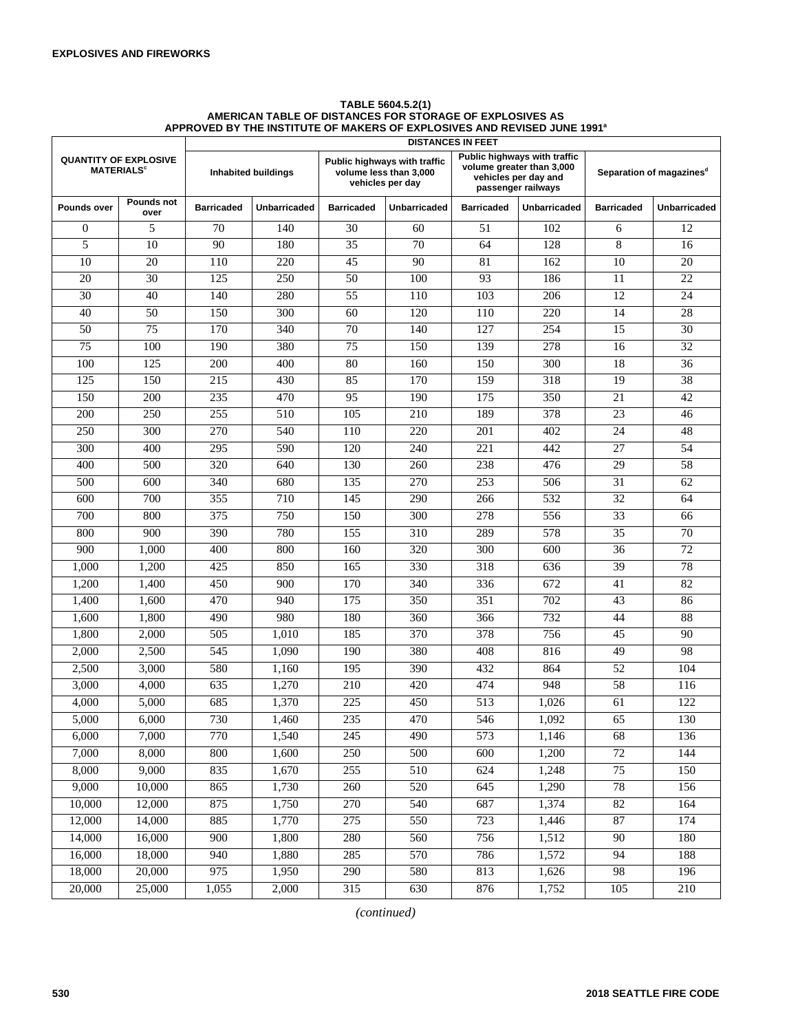**TABLE 5604.5.2(1)**
**AMERICAN TABLE OF DISTANCES FOR STORAGE OF EXPLOSIVES AS APPROVED BY THE INSTITUTE OF MAKERS OF EXPLOSIVES AND REVISED JUNE 1991[a]**

| QUANTITY OF EXPLOSIVE MATERIALS[c] | | DISTANCES IN FEET | | | | | | | |
|---|---|---|---|---|---|---|---|---|---|
| | | Inhabited buildings | | Public highways with traffic volume less than 3,000 vehicles per day | | Public highways with traffic volume greater than 3,000 vehicles per day and passenger railways | | Separation of magazines[d] | |
| Pounds over | Pounds not over | Barricaded | Unbarricaded | Barricaded | Unbarricaded | Barricaded | Unbarricaded | Barricaded | Unbarricaded |
| 0 | 5 | 70 | 140 | 30 | 60 | 51 | 102 | 6 | 12 |
| 5 | 10 | 90 | 180 | 35 | 70 | 64 | 128 | 8 | 16 |
| 10 | 20 | 110 | 220 | 45 | 90 | 81 | 162 | 10 | 20 |
| 20 | 30 | 125 | 250 | 50 | 100 | 93 | 186 | 11 | 22 |
| 30 | 40 | 140 | 280 | 55 | 110 | 103 | 206 | 12 | 24 |
| 40 | 50 | 150 | 300 | 60 | 120 | 110 | 220 | 14 | 28 |
| 50 | 75 | 170 | 340 | 70 | 140 | 127 | 254 | 15 | 30 |
| 75 | 100 | 190 | 380 | 75 | 150 | 139 | 278 | 16 | 32 |
| 100 | 125 | 200 | 400 | 80 | 160 | 150 | 300 | 18 | 36 |
| 125 | 150 | 215 | 430 | 85 | 170 | 159 | 318 | 19 | 38 |
| 150 | 200 | 235 | 470 | 95 | 190 | 175 | 350 | 21 | 42 |
| 200 | 250 | 255 | 510 | 105 | 210 | 189 | 378 | 23 | 46 |
| 250 | 300 | 270 | 540 | 110 | 220 | 201 | 402 | 24 | 48 |
| 300 | 400 | 295 | 590 | 120 | 240 | 221 | 442 | 27 | 54 |
| 400 | 500 | 320 | 640 | 130 | 260 | 238 | 476 | 29 | 58 |
| 500 | 600 | 340 | 680 | 135 | 270 | 253 | 506 | 31 | 62 |
| 600 | 700 | 355 | 710 | 145 | 290 | 266 | 532 | 32 | 64 |
| 700 | 800 | 375 | 750 | 150 | 300 | 278 | 556 | 33 | 66 |
| 800 | 900 | 390 | 780 | 155 | 310 | 289 | 578 | 35 | 70 |
| 900 | 1,000 | 400 | 800 | 160 | 320 | 300 | 600 | 36 | 72 |
| 1,000 | 1,200 | 425 | 850 | 165 | 330 | 318 | 636 | 39 | 78 |
| 1,200 | 1,400 | 450 | 900 | 170 | 340 | 336 | 672 | 41 | 82 |
| 1,400 | 1,600 | 470 | 940 | 175 | 350 | 351 | 702 | 43 | 86 |
| 1,600 | 1,800 | 490 | 980 | 180 | 360 | 366 | 732 | 44 | 88 |
| 1,800 | 2,000 | 505 | 1,010 | 185 | 370 | 378 | 756 | 45 | 90 |
| 2,000 | 2,500 | 545 | 1,090 | 190 | 380 | 408 | 816 | 49 | 98 |
| 2,500 | 3,000 | 580 | 1,160 | 195 | 390 | 432 | 864 | 52 | 104 |
| 3,000 | 4,000 | 635 | 1,270 | 210 | 420 | 474 | 948 | 58 | 116 |
| 4,000 | 5,000 | 685 | 1,370 | 225 | 450 | 513 | 1,026 | 61 | 122 |
| 5,000 | 6,000 | 730 | 1,460 | 235 | 470 | 546 | 1,092 | 65 | 130 |
| 6,000 | 7,000 | 770 | 1,540 | 245 | 490 | 573 | 1,146 | 68 | 136 |
| 7,000 | 8,000 | 800 | 1,600 | 250 | 500 | 600 | 1,200 | 72 | 144 |
| 8,000 | 9,000 | 835 | 1,670 | 255 | 510 | 624 | 1,248 | 75 | 150 |
| 9,000 | 10,000 | 865 | 1,730 | 260 | 520 | 645 | 1,290 | 78 | 156 |
| 10,000 | 12,000 | 875 | 1,750 | 270 | 540 | 687 | 1,374 | 82 | 164 |
| 12,000 | 14,000 | 885 | 1,770 | 275 | 550 | 723 | 1,446 | 87 | 174 |
| 14,000 | 16,000 | 900 | 1,800 | 280 | 560 | 756 | 1,512 | 90 | 180 |
| 16,000 | 18,000 | 940 | 1,880 | 285 | 570 | 786 | 1,572 | 94 | 188 |
| 18,000 | 20,000 | 975 | 1,950 | 290 | 580 | 813 | 1,626 | 98 | 196 |
| 20,000 | 25,000 | 1,055 | 2,000 | 315 | 630 | 876 | 1,752 | 105 | 210 |

*(continued)*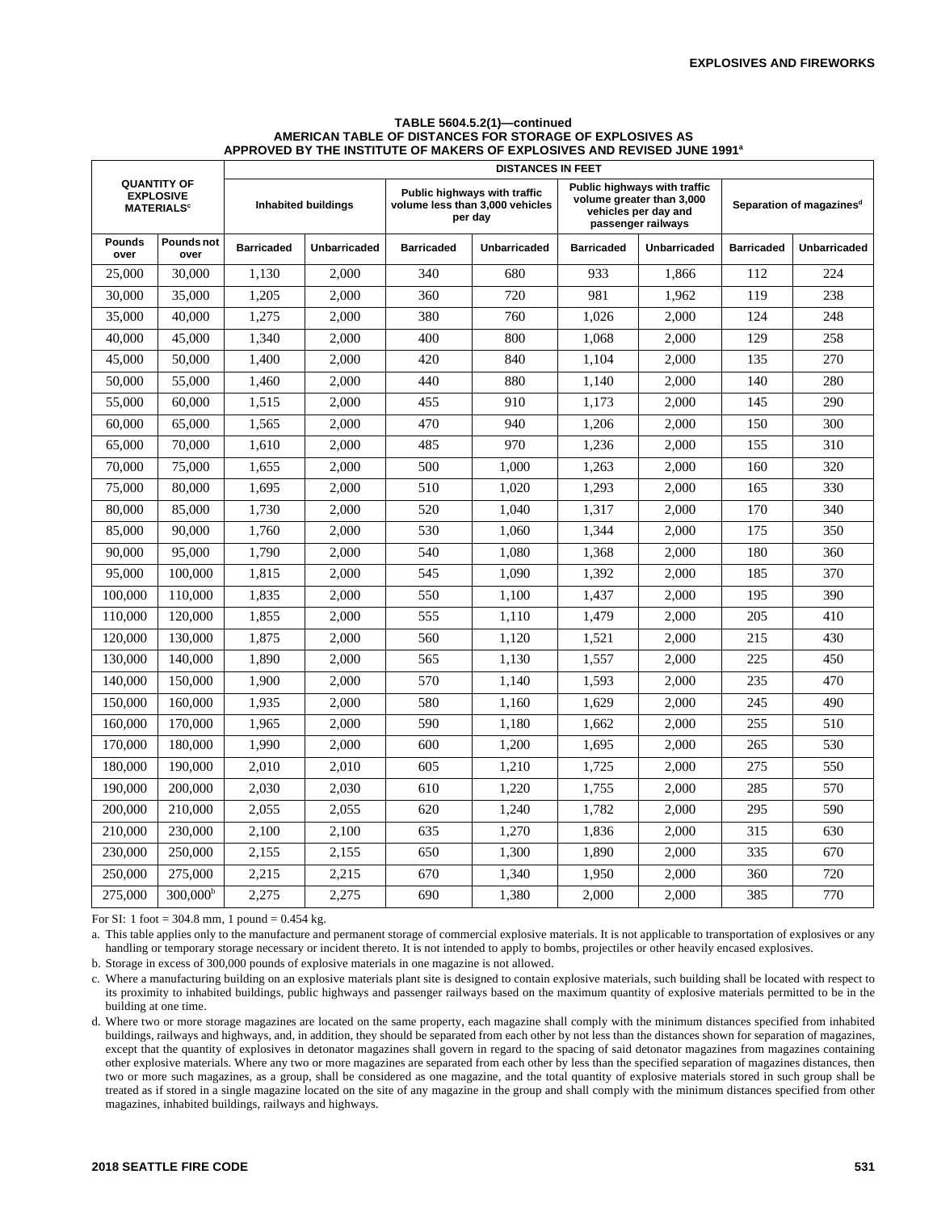**TABLE 5604.5.2(1)—continued**
**AMERICAN TABLE OF DISTANCES FOR STORAGE OF EXPLOSIVES AS APPROVED BY THE INSTITUTE OF MAKERS OF EXPLOSIVES AND REVISED JUNE 1991[a]**

| QUANTITY OF EXPLOSIVE MATERIALS[c] | | DISTANCES IN FEET | | | | | | | |
|---|---|---|---|---|---|---|---|---|---|
| | | Inhabited buildings | | Public highways with traffic volume less than 3,000 vehicles per day | | Public highways with traffic volume greater than 3,000 vehicles per day and passenger railways | | Separation of magazines[d] | |
| Pounds over | Pounds not over | Barricaded | Unbarricaded | Barricaded | Unbarricaded | Barricaded | Unbarricaded | Barricaded | Unbarricaded |
| 25,000 | 30,000 | 1,130 | 2,000 | 340 | 680 | 933 | 1,866 | 112 | 224 |
| 30,000 | 35,000 | 1,205 | 2,000 | 360 | 720 | 981 | 1,962 | 119 | 238 |
| 35,000 | 40,000 | 1,275 | 2,000 | 380 | 760 | 1,026 | 2,000 | 124 | 248 |
| 40,000 | 45,000 | 1,340 | 2,000 | 400 | 800 | 1,068 | 2,000 | 129 | 258 |
| 45,000 | 50,000 | 1,400 | 2,000 | 420 | 840 | 1,104 | 2,000 | 135 | 270 |
| 50,000 | 55,000 | 1,460 | 2,000 | 440 | 880 | 1,140 | 2,000 | 140 | 280 |
| 55,000 | 60,000 | 1,515 | 2,000 | 455 | 910 | 1,173 | 2,000 | 145 | 290 |
| 60,000 | 65,000 | 1,565 | 2,000 | 470 | 940 | 1,206 | 2,000 | 150 | 300 |
| 65,000 | 70,000 | 1,610 | 2,000 | 485 | 970 | 1,236 | 2,000 | 155 | 310 |
| 70,000 | 75,000 | 1,655 | 2,000 | 500 | 1,000 | 1,263 | 2,000 | 160 | 320 |
| 75,000 | 80,000 | 1,695 | 2,000 | 510 | 1,020 | 1,293 | 2,000 | 165 | 330 |
| 80,000 | 85,000 | 1,730 | 2,000 | 520 | 1,040 | 1,317 | 2,000 | 170 | 340 |
| 85,000 | 90,000 | 1,760 | 2,000 | 530 | 1,060 | 1,344 | 2,000 | 175 | 350 |
| 90,000 | 95,000 | 1,790 | 2,000 | 540 | 1,080 | 1,368 | 2,000 | 180 | 360 |
| 95,000 | 100,000 | 1,815 | 2,000 | 545 | 1,090 | 1,392 | 2,000 | 185 | 370 |
| 100,000 | 110,000 | 1,835 | 2,000 | 550 | 1,100 | 1,437 | 2,000 | 195 | 390 |
| 110,000 | 120,000 | 1,855 | 2,000 | 555 | 1,110 | 1,479 | 2,000 | 205 | 410 |
| 120,000 | 130,000 | 1,875 | 2,000 | 560 | 1,120 | 1,521 | 2,000 | 215 | 430 |
| 130,000 | 140,000 | 1,890 | 2,000 | 565 | 1,130 | 1,557 | 2,000 | 225 | 450 |
| 140,000 | 150,000 | 1,900 | 2,000 | 570 | 1,140 | 1,593 | 2,000 | 235 | 470 |
| 150,000 | 160,000 | 1,935 | 2,000 | 580 | 1,160 | 1,629 | 2,000 | 245 | 490 |
| 160,000 | 170,000 | 1,965 | 2,000 | 590 | 1,180 | 1,662 | 2,000 | 255 | 510 |
| 170,000 | 180,000 | 1,990 | 2,000 | 600 | 1,200 | 1,695 | 2,000 | 265 | 530 |
| 180,000 | 190,000 | 2,010 | 2,010 | 605 | 1,210 | 1,725 | 2,000 | 275 | 550 |
| 190,000 | 200,000 | 2,030 | 2,030 | 610 | 1,220 | 1,755 | 2,000 | 285 | 570 |
| 200,000 | 210,000 | 2,055 | 2,055 | 620 | 1,240 | 1,782 | 2,000 | 295 | 590 |
| 210,000 | 230,000 | 2,100 | 2,100 | 635 | 1,270 | 1,836 | 2,000 | 315 | 630 |
| 230,000 | 250,000 | 2,155 | 2,155 | 650 | 1,300 | 1,890 | 2,000 | 335 | 670 |
| 250,000 | 275,000 | 2,215 | 2,215 | 670 | 1,340 | 1,950 | 2,000 | 360 | 720 |
| 275,000 | 300,000[b] | 2,275 | 2,275 | 690 | 1,380 | 2,000 | 2,000 | 385 | 770 |

For SI: 1 foot = 304.8 mm, 1 pound = 0.454 kg.

a. This table applies only to the manufacture and permanent storage of commercial explosive materials. It is not applicable to transportation of explosives or any handling or temporary storage necessary or incident thereto. It is not intended to apply to bombs, projectiles or other heavily encased explosives.

b. Storage in excess of 300,000 pounds of explosive materials in one magazine is not allowed.

c. Where a manufacturing building on an explosive materials plant site is designed to contain explosive materials, such building shall be located with respect to its proximity to inhabited buildings, public highways and passenger railways based on the maximum quantity of explosive materials permitted to be in the building at one time.

d. Where two or more storage magazines are located on the same property, each magazine shall comply with the minimum distances specified from inhabited buildings, railways and highways, and, in addition, they should be separated from each other by not less than the distances shown for separation of magazines, except that the quantity of explosives in detonator magazines shall govern in regard to the spacing of said detonator magazines from magazines containing other explosive materials. Where any two or more magazines are separated from each other by less than the specified separation of magazines distances, then two or more such magazines, as a group, shall be considered as one magazine, and the total quantity of explosive materials stored in such group shall be treated as if stored in a single magazine located on the site of any magazine in the group and shall comply with the minimum distances specified from other magazines, inhabited buildings, railways and highways.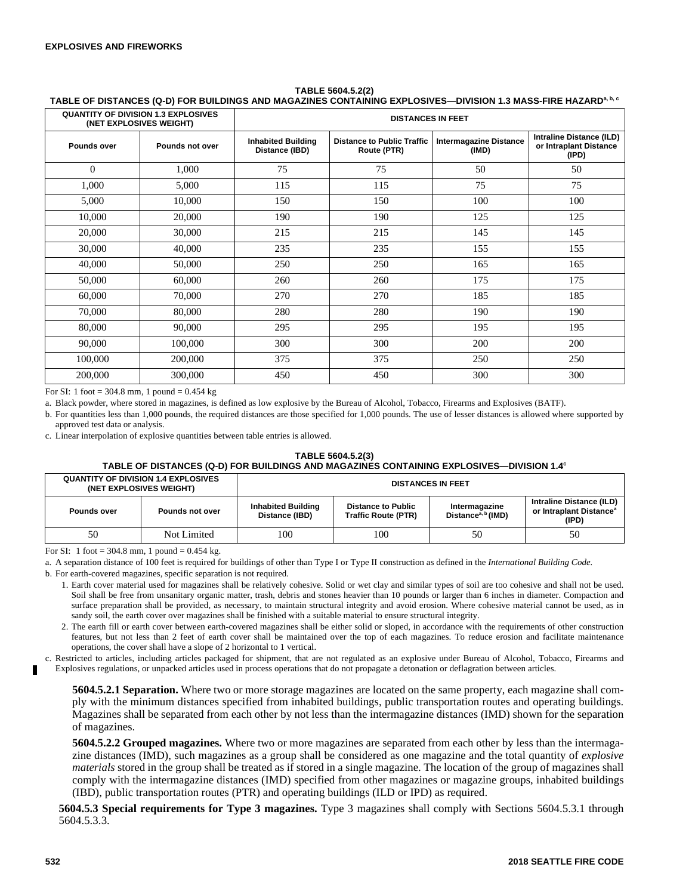**TABLE 5604.5.2(2)**
**TABLE OF DISTANCES (Q-D) FOR BUILDINGS AND MAGAZINES CONTAINING EXPLOSIVES—DIVISION 1.3 MASS-FIRE HAZARD[a, b, c]**

| QUANTITY OF DIVISION 1.3 EXPLOSIVES (NET EXPLOSIVES WEIGHT) | | DISTANCES IN FEET | | | |
|---|---|---|---|---|---|
| Pounds over | Pounds not over | Inhabited Building Distance (IBD) | Distance to Public Traffic Route (PTR) | Intermagazine Distance (IMD) | Intraline Distance (ILD) or Intraplant Distance (IPD) |
| 0 | 1,000 | 75 | 75 | 50 | 50 |
| 1,000 | 5,000 | 115 | 115 | 75 | 75 |
| 5,000 | 10,000 | 150 | 150 | 100 | 100 |
| 10,000 | 20,000 | 190 | 190 | 125 | 125 |
| 20,000 | 30,000 | 215 | 215 | 145 | 145 |
| 30,000 | 40,000 | 235 | 235 | 155 | 155 |
| 40,000 | 50,000 | 250 | 250 | 165 | 165 |
| 50,000 | 60,000 | 260 | 260 | 175 | 175 |
| 60,000 | 70,000 | 270 | 270 | 185 | 185 |
| 70,000 | 80,000 | 280 | 280 | 190 | 190 |
| 80,000 | 90,000 | 295 | 295 | 195 | 195 |
| 90,000 | 100,000 | 300 | 300 | 200 | 200 |
| 100,000 | 200,000 | 375 | 375 | 250 | 250 |
| 200,000 | 300,000 | 450 | 450 | 300 | 300 |

For SI: 1 foot = 304.8 mm, 1 pound = 0.454 kg

a. Black powder, where stored in magazines, is defined as low explosive by the Bureau of Alcohol, Tobacco, Firearms and Explosives (BATF).

b. For quantities less than 1,000 pounds, the required distances are those specified for 1,000 pounds. The use of lesser distances is allowed where supported by approved test data or analysis.

c. Linear interpolation of explosive quantities between table entries is allowed.

**TABLE 5604.5.2(3)**
**TABLE OF DISTANCES (Q-D) FOR BUILDINGS AND MAGAZINES CONTAINING EXPLOSIVES—DIVISION 1.4[c]**

| QUANTITY OF DIVISION 1.4 EXPLOSIVES (NET EXPLOSIVES WEIGHT) | | DISTANCES IN FEET | | | |
|---|---|---|---|---|---|
| Pounds over | Pounds not over | Inhabited Building Distance (IBD) | Distance to Public Traffic Route (PTR) | Intermagazine Distance[a, b] (IMD) | Intraline Distance (ILD) or Intraplant Distance[a] (IPD) |
| 50 | Not Limited | 100 | 100 | 50 | 50 |

For SI: 1 foot = 304.8 mm, 1 pound = 0.454 kg.

a. A separation distance of 100 feet is required for buildings of other than Type I or Type II construction as defined in the *International Building Code.*

b. For earth-covered magazines, specific separation is not required.

1. Earth cover material used for magazines shall be relatively cohesive. Solid or wet clay and similar types of soil are too cohesive and shall not be used. Soil shall be free from unsanitary organic matter, trash, debris and stones heavier than 10 pounds or larger than 6 inches in diameter. Compaction and surface preparation shall be provided, as necessary, to maintain structural integrity and avoid erosion. Where cohesive material cannot be used, as in sandy soil, the earth cover over magazines shall be finished with a suitable material to ensure structural integrity.
2. The earth fill or earth cover between earth-covered magazines shall be either solid or sloped, in accordance with the requirements of other construction features, but not less than 2 feet of earth cover shall be maintained over the top of each magazines. To reduce erosion and facilitate maintenance operations, the cover shall have a slope of 2 horizontal to 1 vertical.

c. Restricted to articles, including articles packaged for shipment, that are not regulated as an explosive under Bureau of Alcohol, Tobacco, Firearms and Explosives regulations, or unpacked articles used in process operations that do not propagate a detonation or deflagration between articles.

**5604.5.2.1 Separation.** Where two or more storage magazines are located on the same property, each magazine shall comply with the minimum distances specified from inhabited buildings, public transportation routes and operating buildings. Magazines shall be separated from each other by not less than the intermagazine distances (IMD) shown for the separation of magazines.

**5604.5.2.2 Grouped magazines.** Where two or more magazines are separated from each other by less than the intermagazine distances (IMD), such magazines as a group shall be considered as one magazine and the total quantity of *explosive materials* stored in the group shall be treated as if stored in a single magazine. The location of the group of magazines shall comply with the intermagazine distances (IMD) specified from other magazines or magazine groups, inhabited buildings (IBD), public transportation routes (PTR) and operating buildings (ILD or IPD) as required.

**5604.5.3 Special requirements for Type 3 magazines.** Type 3 magazines shall comply with Sections 5604.5.3.1 through 5604.5.3.3.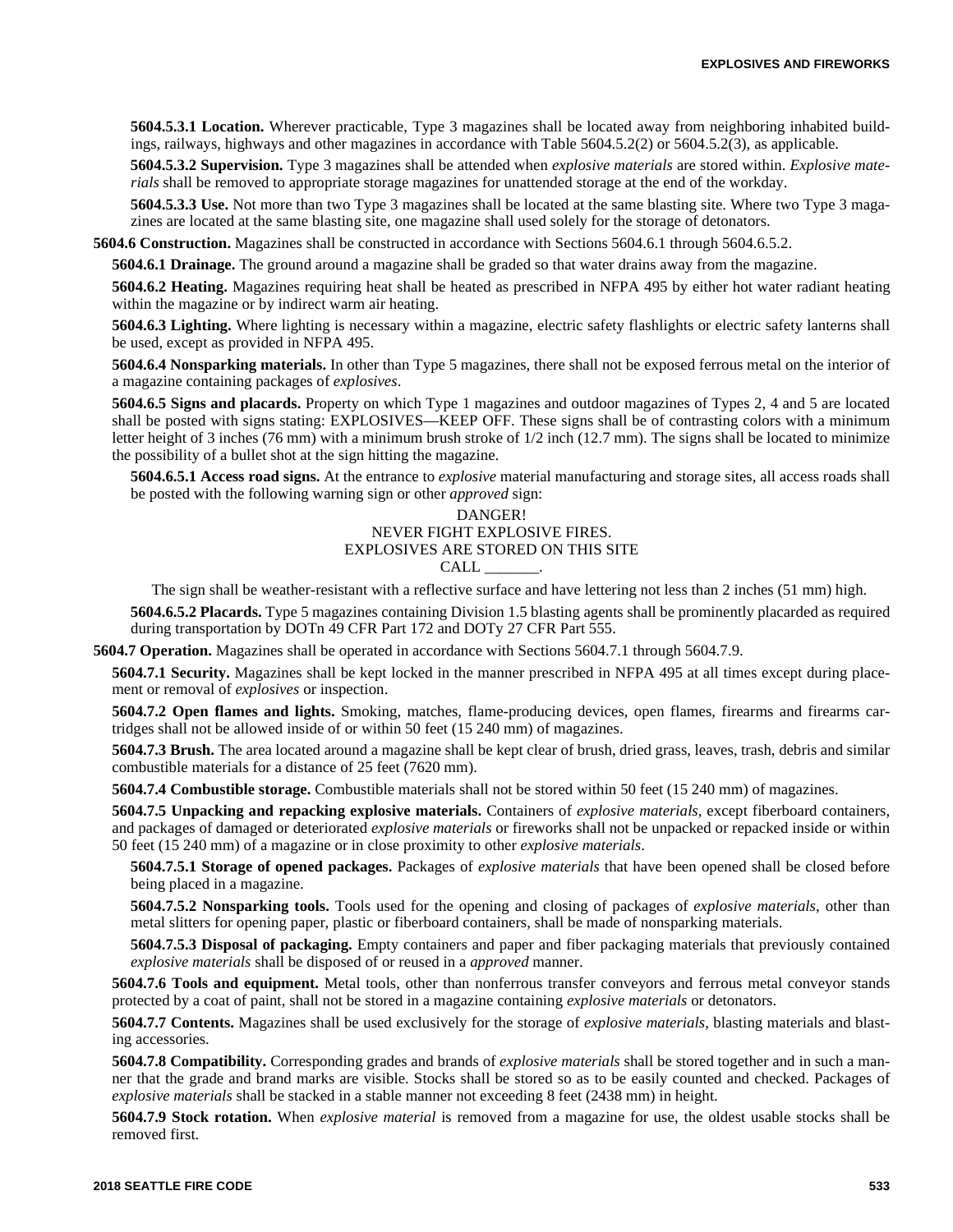**5604.5.3.1 Location.** Wherever practicable, Type 3 magazines shall be located away from neighboring inhabited buildings, railways, highways and other magazines in accordance with Table 5604.5.2(2) or 5604.5.2(3), as applicable.

**5604.5.3.2 Supervision.** Type 3 magazines shall be attended when *explosive materials* are stored within. *Explosive materials* shall be removed to appropriate storage magazines for unattended storage at the end of the workday.

**5604.5.3.3 Use.** Not more than two Type 3 magazines shall be located at the same blasting site. Where two Type 3 magazines are located at the same blasting site, one magazine shall used solely for the storage of detonators.

**5604.6 Construction.** Magazines shall be constructed in accordance with Sections 5604.6.1 through 5604.6.5.2.

**5604.6.1 Drainage.** The ground around a magazine shall be graded so that water drains away from the magazine.

**5604.6.2 Heating.** Magazines requiring heat shall be heated as prescribed in NFPA 495 by either hot water radiant heating within the magazine or by indirect warm air heating.

**5604.6.3 Lighting.** Where lighting is necessary within a magazine, electric safety flashlights or electric safety lanterns shall be used, except as provided in NFPA 495.

**5604.6.4 Nonsparking materials.** In other than Type 5 magazines, there shall not be exposed ferrous metal on the interior of a magazine containing packages of *explosives*.

**5604.6.5 Signs and placards.** Property on which Type 1 magazines and outdoor magazines of Types 2, 4 and 5 are located shall be posted with signs stating: EXPLOSIVES—KEEP OFF. These signs shall be of contrasting colors with a minimum letter height of 3 inches (76 mm) with a minimum brush stroke of 1/2 inch (12.7 mm). The signs shall be located to minimize the possibility of a bullet shot at the sign hitting the magazine.

**5604.6.5.1 Access road signs.** At the entrance to *explosive* material manufacturing and storage sites, all access roads shall be posted with the following warning sign or other *approved* sign:

DANGER!
NEVER FIGHT EXPLOSIVE FIRES.
EXPLOSIVES ARE STORED ON THIS SITE
CALL _______.

The sign shall be weather-resistant with a reflective surface and have lettering not less than 2 inches (51 mm) high.

**5604.6.5.2 Placards.** Type 5 magazines containing Division 1.5 blasting agents shall be prominently placarded as required during transportation by DOTn 49 CFR Part 172 and DOTy 27 CFR Part 555.

**5604.7 Operation.** Magazines shall be operated in accordance with Sections 5604.7.1 through 5604.7.9.

**5604.7.1 Security.** Magazines shall be kept locked in the manner prescribed in NFPA 495 at all times except during placement or removal of *explosives* or inspection.

**5604.7.2 Open flames and lights.** Smoking, matches, flame-producing devices, open flames, firearms and firearms cartridges shall not be allowed inside of or within 50 feet (15 240 mm) of magazines.

**5604.7.3 Brush.** The area located around a magazine shall be kept clear of brush, dried grass, leaves, trash, debris and similar combustible materials for a distance of 25 feet (7620 mm).

**5604.7.4 Combustible storage.** Combustible materials shall not be stored within 50 feet (15 240 mm) of magazines.

**5604.7.5 Unpacking and repacking explosive materials.** Containers of *explosive materials*, except fiberboard containers, and packages of damaged or deteriorated *explosive materials* or fireworks shall not be unpacked or repacked inside or within 50 feet (15 240 mm) of a magazine or in close proximity to other *explosive materials*.

**5604.7.5.1 Storage of opened packages.** Packages of *explosive materials* that have been opened shall be closed before being placed in a magazine.

**5604.7.5.2 Nonsparking tools.** Tools used for the opening and closing of packages of *explosive materials*, other than metal slitters for opening paper, plastic or fiberboard containers, shall be made of nonsparking materials.

**5604.7.5.3 Disposal of packaging.** Empty containers and paper and fiber packaging materials that previously contained *explosive materials* shall be disposed of or reused in a *approved* manner.

**5604.7.6 Tools and equipment.** Metal tools, other than nonferrous transfer conveyors and ferrous metal conveyor stands protected by a coat of paint, shall not be stored in a magazine containing *explosive materials* or detonators.

**5604.7.7 Contents.** Magazines shall be used exclusively for the storage of *explosive materials*, blasting materials and blasting accessories.

**5604.7.8 Compatibility.** Corresponding grades and brands of *explosive materials* shall be stored together and in such a manner that the grade and brand marks are visible. Stocks shall be stored so as to be easily counted and checked. Packages of *explosive materials* shall be stacked in a stable manner not exceeding 8 feet (2438 mm) in height.

**5604.7.9 Stock rotation.** When *explosive material* is removed from a magazine for use, the oldest usable stocks shall be removed first.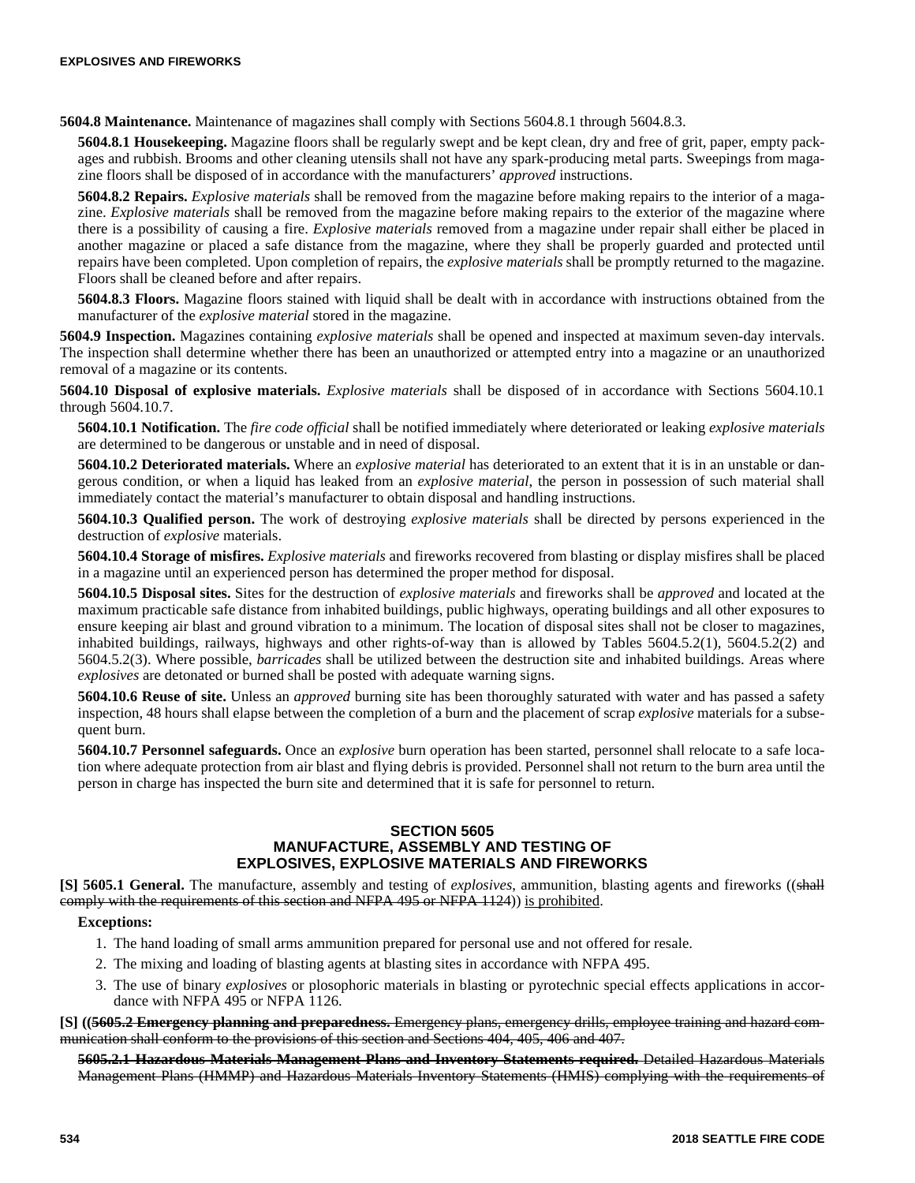**5604.8 Maintenance.** Maintenance of magazines shall comply with Sections 5604.8.1 through 5604.8.3.

**5604.8.1 Housekeeping.** Magazine floors shall be regularly swept and be kept clean, dry and free of grit, paper, empty packages and rubbish. Brooms and other cleaning utensils shall not have any spark-producing metal parts. Sweepings from magazine floors shall be disposed of in accordance with the manufacturers' *approved* instructions.

**5604.8.2 Repairs.** *Explosive materials* shall be removed from the magazine before making repairs to the interior of a magazine. *Explosive materials* shall be removed from the magazine before making repairs to the exterior of the magazine where there is a possibility of causing a fire. *Explosive materials* removed from a magazine under repair shall either be placed in another magazine or placed a safe distance from the magazine, where they shall be properly guarded and protected until repairs have been completed. Upon completion of repairs, the *explosive materials* shall be promptly returned to the magazine. Floors shall be cleaned before and after repairs.

**5604.8.3 Floors.** Magazine floors stained with liquid shall be dealt with in accordance with instructions obtained from the manufacturer of the *explosive material* stored in the magazine.

**5604.9 Inspection.** Magazines containing *explosive materials* shall be opened and inspected at maximum seven-day intervals. The inspection shall determine whether there has been an unauthorized or attempted entry into a magazine or an unauthorized removal of a magazine or its contents.

**5604.10 Disposal of explosive materials.** *Explosive materials* shall be disposed of in accordance with Sections 5604.10.1 through 5604.10.7.

**5604.10.1 Notification.** The *fire code official* shall be notified immediately where deteriorated or leaking *explosive materials* are determined to be dangerous or unstable and in need of disposal.

**5604.10.2 Deteriorated materials.** Where an *explosive material* has deteriorated to an extent that it is in an unstable or dangerous condition, or when a liquid has leaked from an *explosive material,* the person in possession of such material shall immediately contact the material's manufacturer to obtain disposal and handling instructions.

**5604.10.3 Qualified person.** The work of destroying *explosive materials* shall be directed by persons experienced in the destruction of *explosive* materials.

**5604.10.4 Storage of misfires.** *Explosive materials* and fireworks recovered from blasting or display misfires shall be placed in a magazine until an experienced person has determined the proper method for disposal.

**5604.10.5 Disposal sites.** Sites for the destruction of *explosive materials* and fireworks shall be *approved* and located at the maximum practicable safe distance from inhabited buildings, public highways, operating buildings and all other exposures to ensure keeping air blast and ground vibration to a minimum. The location of disposal sites shall not be closer to magazines, inhabited buildings, railways, highways and other rights-of-way than is allowed by Tables 5604.5.2(1), 5604.5.2(2) and 5604.5.2(3). Where possible, *barricades* shall be utilized between the destruction site and inhabited buildings. Areas where *explosives* are detonated or burned shall be posted with adequate warning signs.

**5604.10.6 Reuse of site.** Unless an *approved* burning site has been thoroughly saturated with water and has passed a safety inspection, 48 hours shall elapse between the completion of a burn and the placement of scrap *explosive* materials for a subsequent burn.

**5604.10.7 Personnel safeguards.** Once an *explosive* burn operation has been started, personnel shall relocate to a safe location where adequate protection from air blast and flying debris is provided. Personnel shall not return to the burn area until the person in charge has inspected the burn site and determined that it is safe for personnel to return.

## SECTION 5605
## MANUFACTURE, ASSEMBLY AND TESTING OF EXPLOSIVES, EXPLOSIVE MATERIALS AND FIREWORKS

**[S] 5605.1 General.** The manufacture, assembly and testing of *explosives*, ammunition, blasting agents and fireworks ((~~shall comply with the requirements of this section and NFPA 495 or NFPA 1124~~)) is prohibited.

**Exceptions:**

1. The hand loading of small arms ammunition prepared for personal use and not offered for resale.
2. The mixing and loading of blasting agents at blasting sites in accordance with NFPA 495.
3. The use of binary *explosives* or plosophoric materials in blasting or pyrotechnic special effects applications in accordance with NFPA 495 or NFPA 1126.

**[S]** ((~~**5605.2 Emergency planning and preparedness.** Emergency plans, emergency drills, employee training and hazard communication shall conform to the provisions of this section and Sections 404, 405, 406 and 407.~~

~~**5605.2.1 Hazardous Materials Management Plans and Inventory Statements required.** Detailed Hazardous Materials Management Plans (HMMP) and Hazardous Materials Inventory Statements (HMIS) complying with the requirements of~~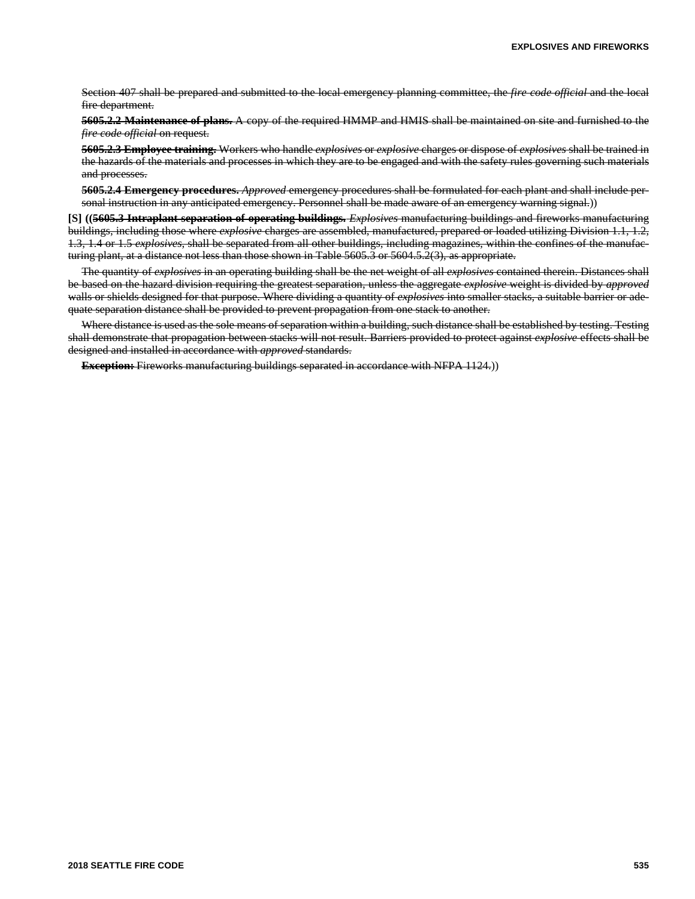~~Section 407 shall be prepared and submitted to the local emergency planning committee, the *fire code official* and the local fire department.~~

~~**5605.2.2 Maintenance of plans.** A copy of the required HMMP and HMIS shall be maintained on site and furnished to the *fire code official* on request.~~

~~**5605.2.3 Employee training.** Workers who handle *explosives* or *explosive* charges or dispose of *explosives* shall be trained in the hazards of the materials and processes in which they are to be engaged and with the safety rules governing such materials and processes.~~

~~**5605.2.4 Emergency procedures.** *Approved* emergency procedures shall be formulated for each plant and shall include personal instruction in any anticipated emergency. Personnel shall be made aware of an emergency warning signal.~~))

**[S] ((~~5605.3 Intraplant separation of operating buildings.~~** ~~*Explosives* manufacturing buildings and fireworks manufacturing buildings, including those where *explosive* charges are assembled, manufactured, prepared or loaded utilizing Division 1.1, 1.2, 1.3, 1.4 or 1.5 *explosives*, shall be separated from all other buildings, including magazines, within the confines of the manufacturing plant, at a distance not less than those shown in Table 5605.3 or 5604.5.2(3), as appropriate.~~

~~The quantity of *explosives* in an operating building shall be the net weight of all *explosives* contained therein. Distances shall be based on the hazard division requiring the greatest separation, unless the aggregate *explosive* weight is divided by *approved* walls or shields designed for that purpose. Where dividing a quantity of *explosives* into smaller stacks, a suitable barrier or adequate separation distance shall be provided to prevent propagation from one stack to another.~~

~~Where distance is used as the sole means of separation within a building, such distance shall be established by testing. Testing shall demonstrate that propagation between stacks will not result. Barriers provided to protect against *explosive* effects shall be designed and installed in accordance with *approved* standards.~~

~~**Exception:** Fireworks manufacturing buildings separated in accordance with NFPA 1124.~~))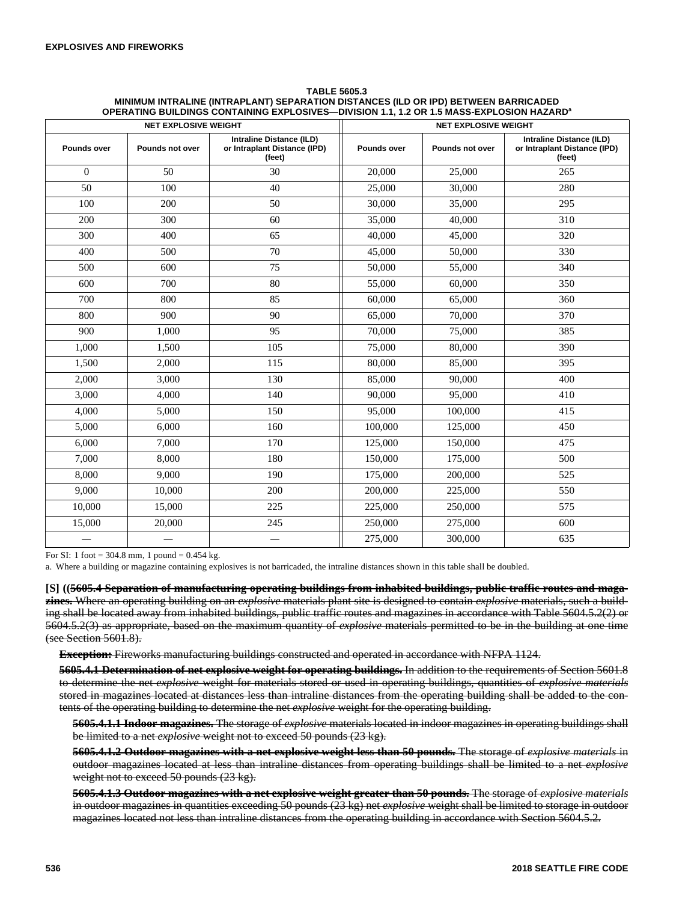**TABLE 5605.3**
**MINIMUM INTRALINE (INTRAPLANT) SEPARATION DISTANCES (ILD OR IPD) BETWEEN BARRICADED OPERATING BUILDINGS CONTAINING EXPLOSIVES—DIVISION 1.1, 1.2 OR 1.5 MASS-EXPLOSION HAZARD[a]**

| NET EXPLOSIVE WEIGHT | | | NET EXPLOSIVE WEIGHT | | |
|---|---|---|---|---|---|
| Pounds over | Pounds not over | Intraline Distance (ILD) or Intraplant Distance (IPD) (feet) | Pounds over | Pounds not over | Intraline Distance (ILD) or Intraplant Distance (IPD) (feet) |
| 0 | 50 | 30 | 20,000 | 25,000 | 265 |
| 50 | 100 | 40 | 25,000 | 30,000 | 280 |
| 100 | 200 | 50 | 30,000 | 35,000 | 295 |
| 200 | 300 | 60 | 35,000 | 40,000 | 310 |
| 300 | 400 | 65 | 40,000 | 45,000 | 320 |
| 400 | 500 | 70 | 45,000 | 50,000 | 330 |
| 500 | 600 | 75 | 50,000 | 55,000 | 340 |
| 600 | 700 | 80 | 55,000 | 60,000 | 350 |
| 700 | 800 | 85 | 60,000 | 65,000 | 360 |
| 800 | 900 | 90 | 65,000 | 70,000 | 370 |
| 900 | 1,000 | 95 | 70,000 | 75,000 | 385 |
| 1,000 | 1,500 | 105 | 75,000 | 80,000 | 390 |
| 1,500 | 2,000 | 115 | 80,000 | 85,000 | 395 |
| 2,000 | 3,000 | 130 | 85,000 | 90,000 | 400 |
| 3,000 | 4,000 | 140 | 90,000 | 95,000 | 410 |
| 4,000 | 5,000 | 150 | 95,000 | 100,000 | 415 |
| 5,000 | 6,000 | 160 | 100,000 | 125,000 | 450 |
| 6,000 | 7,000 | 170 | 125,000 | 150,000 | 475 |
| 7,000 | 8,000 | 180 | 150,000 | 175,000 | 500 |
| 8,000 | 9,000 | 190 | 175,000 | 200,000 | 525 |
| 9,000 | 10,000 | 200 | 200,000 | 225,000 | 550 |
| 10,000 | 15,000 | 225 | 225,000 | 250,000 | 575 |
| 15,000 | 20,000 | 245 | 250,000 | 275,000 | 600 |
| — | — | — | 275,000 | 300,000 | 635 |

For SI: 1 foot = 304.8 mm, 1 pound = 0.454 kg.

a. Where a building or magazine containing explosives is not barricaded, the intraline distances shown in this table shall be doubled.

**[S] ((~~5605.4 Separation of manufacturing operating buildings from inhabited buildings, public traffic routes and magazines.~~** ~~Where an operating building on an *explosive* materials plant site is designed to contain *explosive* materials, such a building shall be located away from inhabited buildings, public traffic routes and magazines in accordance with Table 5604.5.2(2) or 5604.5.2(3) as appropriate, based on the maximum quantity of *explosive* materials permitted to be in the building at one time (see Section 5601.8).~~

~~**Exception:** Fireworks manufacturing buildings constructed and operated in accordance with NFPA 1124.~~

~~**5605.4.1 Determination of net explosive weight for operating buildings.** In addition to the requirements of Section 5601.8 to determine the net *explosive* weight for materials stored or used in operating buildings, quantities of *explosive materials* stored in magazines located at distances less than intraline distances from the operating building shall be added to the contents of the operating building to determine the net *explosive* weight for the operating building.~~

~~**5605.4.1.1 Indoor magazines.** The storage of *explosive* materials located in indoor magazines in operating buildings shall be limited to a net *explosive* weight not to exceed 50 pounds (23 kg).~~

~~**5605.4.1.2 Outdoor magazines with a net explosive weight less than 50 pounds.** The storage of *explosive materials* in outdoor magazines located at less than intraline distances from operating buildings shall be limited to a net *explosive* weight not to exceed 50 pounds (23 kg).~~

~~**5605.4.1.3 Outdoor magazines with a net explosive weight greater than 50 pounds.** The storage of *explosive materials* in outdoor magazines in quantities exceeding 50 pounds (23 kg) net *explosive* weight shall be limited to storage in outdoor magazines located not less than intraline distances from the operating building in accordance with Section 5604.5.2.~~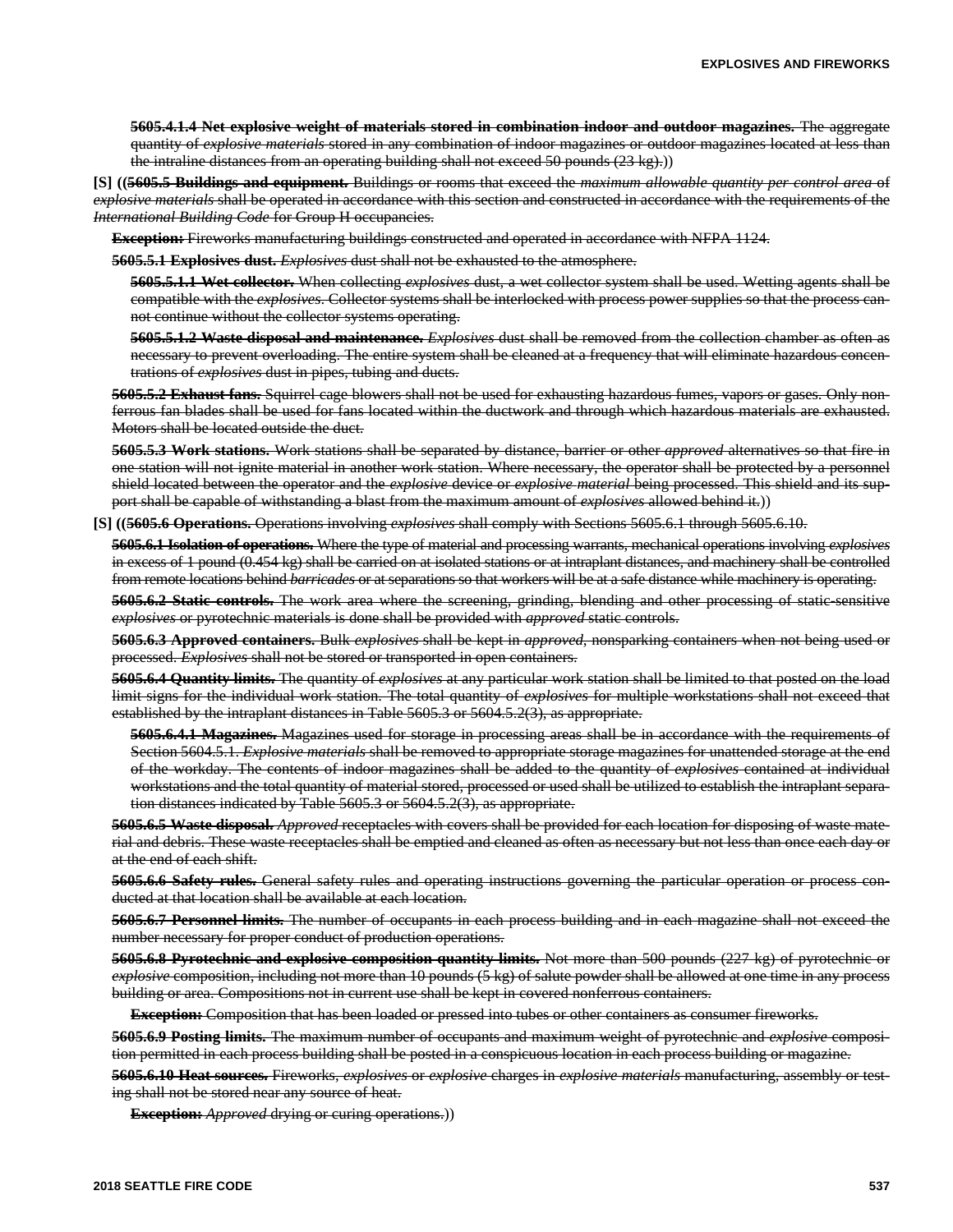~~**5605.4.1.4 Net explosive weight of materials stored in combination indoor and outdoor magazines.** The aggregate quantity of *explosive materials* stored in any combination of indoor magazines or outdoor magazines located at less than the intraline distances from an operating building shall not exceed 50 pounds (23 kg).~~))

**[S]** ((~~**5605.5 Buildings and equipment.** Buildings or rooms that exceed the *maximum allowable quantity per control area* of *explosive materials* shall be operated in accordance with this section and constructed in accordance with the requirements of the *International Building Code* for Group H occupancies.~~

~~**Exception:** Fireworks manufacturing buildings constructed and operated in accordance with NFPA 1124.~~

~~**5605.5.1 Explosives dust.** *Explosives* dust shall not be exhausted to the atmosphere.~~

~~**5605.5.1.1 Wet collector.** When collecting *explosives* dust, a wet collector system shall be used. Wetting agents shall be compatible with the *explosives*. Collector systems shall be interlocked with process power supplies so that the process cannot continue without the collector systems operating.~~

~~**5605.5.1.2 Waste disposal and maintenance.** *Explosives* dust shall be removed from the collection chamber as often as necessary to prevent overloading. The entire system shall be cleaned at a frequency that will eliminate hazardous concentrations of *explosives* dust in pipes, tubing and ducts.~~

~~**5605.5.2 Exhaust fans.** Squirrel cage blowers shall not be used for exhausting hazardous fumes, vapors or gases. Only nonferrous fan blades shall be used for fans located within the ductwork and through which hazardous materials are exhausted. Motors shall be located outside the duct.~~

~~**5605.5.3 Work stations.** Work stations shall be separated by distance, barrier or other *approved* alternatives so that fire in one station will not ignite material in another work station. Where necessary, the operator shall be protected by a personnel shield located between the operator and the *explosive* device or *explosive material* being processed. This shield and its support shall be capable of withstanding a blast from the maximum amount of *explosives* allowed behind it.~~))

**[S]** ((~~**5605.6 Operations.** Operations involving *explosives* shall comply with Sections 5605.6.1 through 5605.6.10.~~

~~**5605.6.1 Isolation of operations.** Where the type of material and processing warrants, mechanical operations involving *explosives* in excess of 1 pound (0.454 kg) shall be carried on at isolated stations or at intraplant distances, and machinery shall be controlled from remote locations behind *barricades* or at separations so that workers will be at a safe distance while machinery is operating.~~

~~**5605.6.2 Static controls.** The work area where the screening, grinding, blending and other processing of static-sensitive *explosives* or pyrotechnic materials is done shall be provided with *approved* static controls.~~

~~**5605.6.3 Approved containers.** Bulk *explosives* shall be kept in *approved*, nonsparking containers when not being used or processed. *Explosives* shall not be stored or transported in open containers.~~

~~**5605.6.4 Quantity limits.** The quantity of *explosives* at any particular work station shall be limited to that posted on the load limit signs for the individual work station. The total quantity of *explosives* for multiple workstations shall not exceed that established by the intraplant distances in Table 5605.3 or 5604.5.2(3), as appropriate.~~

~~**5605.6.4.1 Magazines.** Magazines used for storage in processing areas shall be in accordance with the requirements of Section 5604.5.1. *Explosive materials* shall be removed to appropriate storage magazines for unattended storage at the end of the workday. The contents of indoor magazines shall be added to the quantity of *explosives* contained at individual workstations and the total quantity of material stored, processed or used shall be utilized to establish the intraplant separation distances indicated by Table 5605.3 or 5604.5.2(3), as appropriate.~~

~~**5605.6.5 Waste disposal.** *Approved* receptacles with covers shall be provided for each location for disposing of waste material and debris. These waste receptacles shall be emptied and cleaned as often as necessary but not less than once each day or at the end of each shift.~~

~~**5605.6.6 Safety rules.** General safety rules and operating instructions governing the particular operation or process conducted at that location shall be available at each location.~~

~~**5605.6.7 Personnel limits.** The number of occupants in each process building and in each magazine shall not exceed the number necessary for proper conduct of production operations.~~

~~**5605.6.8 Pyrotechnic and explosive composition quantity limits.** Not more than 500 pounds (227 kg) of pyrotechnic or *explosive* composition, including not more than 10 pounds (5 kg) of salute powder shall be allowed at one time in any process building or area. Compositions not in current use shall be kept in covered nonferrous containers.~~

~~**Exception:** Composition that has been loaded or pressed into tubes or other containers as consumer fireworks.~~

~~**5605.6.9 Posting limits.** The maximum number of occupants and maximum weight of pyrotechnic and *explosive* composition permitted in each process building shall be posted in a conspicuous location in each process building or magazine.~~

~~**5605.6.10 Heat sources.** Fireworks, *explosives* or *explosive* charges in *explosive materials* manufacturing, assembly or testing shall not be stored near any source of heat.~~

~~**Exception:** *Approved* drying or curing operations.~~))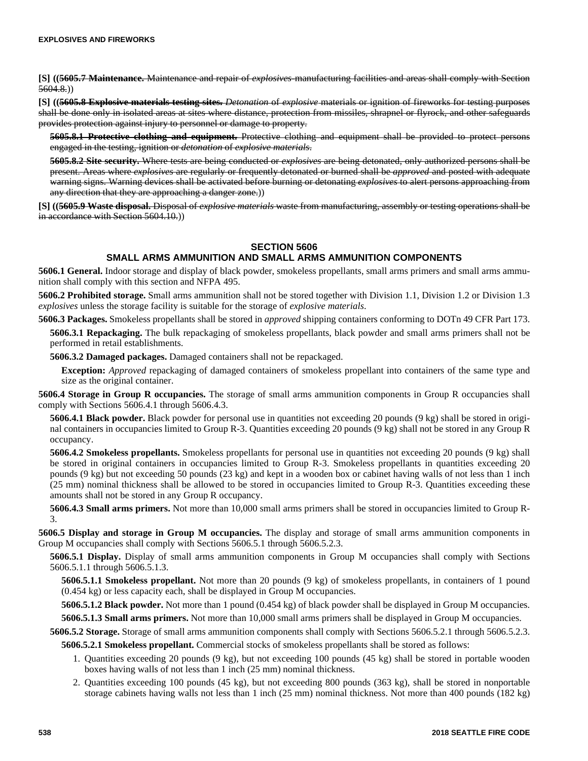**[S] ((~~**5605.7 Maintenance.** Maintenance and repair of *explosives* manufacturing facilities and areas shall comply with Section 5604.8.~~))

**[S] ((~~**5605.8 Explosive materials testing sites.** *Detonation* of *explosive* materials or ignition of fireworks for testing purposes shall be done only in isolated areas at sites where distance, protection from missiles, shrapnel or flyrock, and other safeguards provides protection against injury to personnel or damage to property.~~

~~**5605.8.1 Protective clothing and equipment.** Protective clothing and equipment shall be provided to protect persons engaged in the testing, ignition or *detonation* of *explosive materials*.~~

~~**5605.8.2 Site security.** Where tests are being conducted or *explosives* are being detonated, only authorized persons shall be present. Areas where *explosives* are regularly or frequently detonated or burned shall be *approved* and posted with adequate warning signs. Warning devices shall be activated before burning or detonating *explosives* to alert persons approaching from any direction that they are approaching a danger zone.~~))

**[S] ((~~**5605.9 Waste disposal.** Disposal of *explosive materials* waste from manufacturing, assembly or testing operations shall be in accordance with Section 5604.10.~~))

## SECTION 5606
## SMALL ARMS AMMUNITION AND SMALL ARMS AMMUNITION COMPONENTS

**5606.1 General.** Indoor storage and display of black powder, smokeless propellants, small arms primers and small arms ammunition shall comply with this section and NFPA 495.

**5606.2 Prohibited storage.** Small arms ammunition shall not be stored together with Division 1.1, Division 1.2 or Division 1.3 *explosives* unless the storage facility is suitable for the storage of *explosive materials*.

**5606.3 Packages.** Smokeless propellants shall be stored in *approved* shipping containers conforming to DOTn 49 CFR Part 173.

**5606.3.1 Repackaging.** The bulk repackaging of smokeless propellants, black powder and small arms primers shall not be performed in retail establishments.

**5606.3.2 Damaged packages.** Damaged containers shall not be repackaged.

**Exception:** *Approved* repackaging of damaged containers of smokeless propellant into containers of the same type and size as the original container.

**5606.4 Storage in Group R occupancies.** The storage of small arms ammunition components in Group R occupancies shall comply with Sections 5606.4.1 through 5606.4.3.

**5606.4.1 Black powder.** Black powder for personal use in quantities not exceeding 20 pounds (9 kg) shall be stored in original containers in occupancies limited to Group R-3. Quantities exceeding 20 pounds (9 kg) shall not be stored in any Group R occupancy.

**5606.4.2 Smokeless propellants.** Smokeless propellants for personal use in quantities not exceeding 20 pounds (9 kg) shall be stored in original containers in occupancies limited to Group R-3. Smokeless propellants in quantities exceeding 20 pounds (9 kg) but not exceeding 50 pounds (23 kg) and kept in a wooden box or cabinet having walls of not less than 1 inch (25 mm) nominal thickness shall be allowed to be stored in occupancies limited to Group R-3. Quantities exceeding these amounts shall not be stored in any Group R occupancy.

**5606.4.3 Small arms primers.** Not more than 10,000 small arms primers shall be stored in occupancies limited to Group R-3.

**5606.5 Display and storage in Group M occupancies.** The display and storage of small arms ammunition components in Group M occupancies shall comply with Sections 5606.5.1 through 5606.5.2.3.

**5606.5.1 Display.** Display of small arms ammunition components in Group M occupancies shall comply with Sections 5606.5.1.1 through 5606.5.1.3.

**5606.5.1.1 Smokeless propellant.** Not more than 20 pounds (9 kg) of smokeless propellants, in containers of 1 pound (0.454 kg) or less capacity each, shall be displayed in Group M occupancies.

**5606.5.1.2 Black powder.** Not more than 1 pound (0.454 kg) of black powder shall be displayed in Group M occupancies.

**5606.5.1.3 Small arms primers.** Not more than 10,000 small arms primers shall be displayed in Group M occupancies.

**5606.5.2 Storage.** Storage of small arms ammunition components shall comply with Sections 5606.5.2.1 through 5606.5.2.3.

**5606.5.2.1 Smokeless propellant.** Commercial stocks of smokeless propellants shall be stored as follows:

1. Quantities exceeding 20 pounds (9 kg), but not exceeding 100 pounds (45 kg) shall be stored in portable wooden boxes having walls of not less than 1 inch (25 mm) nominal thickness.
2. Quantities exceeding 100 pounds (45 kg), but not exceeding 800 pounds (363 kg), shall be stored in nonportable storage cabinets having walls not less than 1 inch (25 mm) nominal thickness. Not more than 400 pounds (182 kg)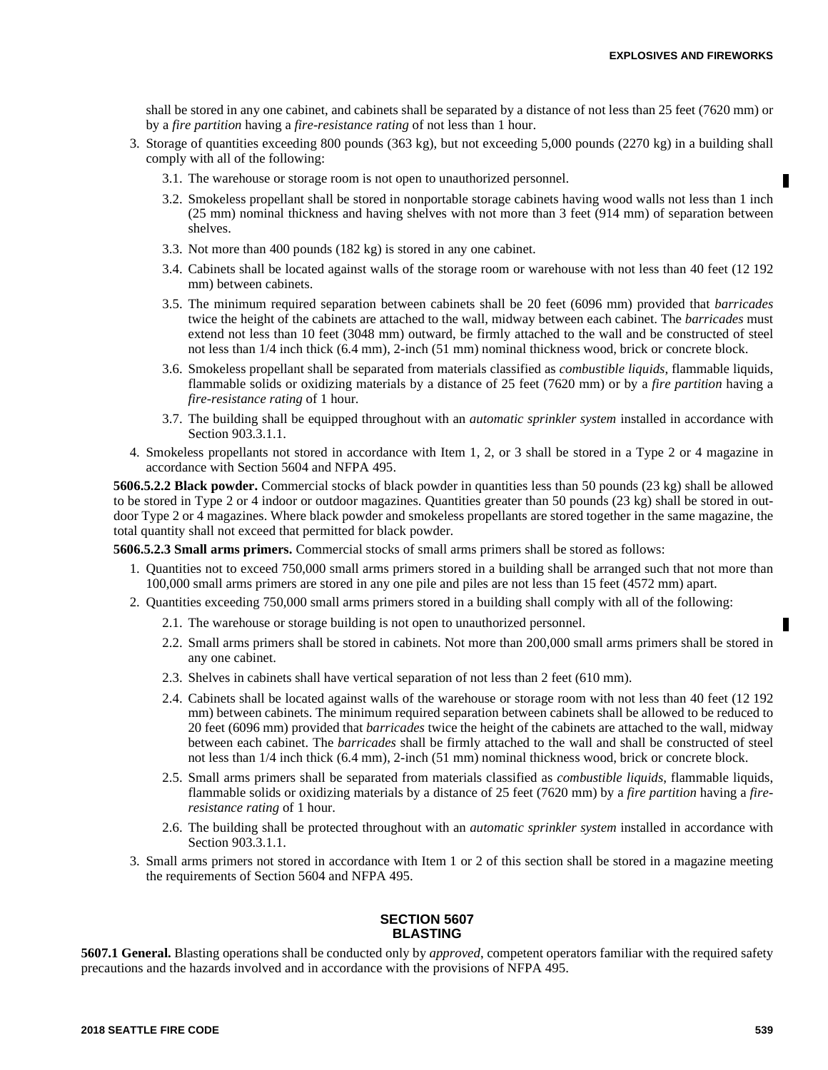shall be stored in any one cabinet, and cabinets shall be separated by a distance of not less than 25 feet (7620 mm) or by a *fire partition* having a *fire-resistance rating* of not less than 1 hour.

3. Storage of quantities exceeding 800 pounds (363 kg), but not exceeding 5,000 pounds (2270 kg) in a building shall comply with all of the following:
   - 3.1. The warehouse or storage room is not open to unauthorized personnel.
   - 3.2. Smokeless propellant shall be stored in nonportable storage cabinets having wood walls not less than 1 inch (25 mm) nominal thickness and having shelves with not more than 3 feet (914 mm) of separation between shelves.
   - 3.3. Not more than 400 pounds (182 kg) is stored in any one cabinet.
   - 3.4. Cabinets shall be located against walls of the storage room or warehouse with not less than 40 feet (12 192 mm) between cabinets.
   - 3.5. The minimum required separation between cabinets shall be 20 feet (6096 mm) provided that *barricades* twice the height of the cabinets are attached to the wall, midway between each cabinet. The *barricades* must extend not less than 10 feet (3048 mm) outward, be firmly attached to the wall and be constructed of steel not less than 1/4 inch thick (6.4 mm), 2-inch (51 mm) nominal thickness wood, brick or concrete block.
   - 3.6. Smokeless propellant shall be separated from materials classified as *combustible liquids*, flammable liquids, flammable solids or oxidizing materials by a distance of 25 feet (7620 mm) or by a *fire partition* having a *fire-resistance rating* of 1 hour.
   - 3.7. The building shall be equipped throughout with an *automatic sprinkler system* installed in accordance with Section 903.3.1.1.
4. Smokeless propellants not stored in accordance with Item 1, 2, or 3 shall be stored in a Type 2 or 4 magazine in accordance with Section 5604 and NFPA 495.

**5606.5.2.2 Black powder.** Commercial stocks of black powder in quantities less than 50 pounds (23 kg) shall be allowed to be stored in Type 2 or 4 indoor or outdoor magazines. Quantities greater than 50 pounds (23 kg) shall be stored in outdoor Type 2 or 4 magazines. Where black powder and smokeless propellants are stored together in the same magazine, the total quantity shall not exceed that permitted for black powder.

**5606.5.2.3 Small arms primers.** Commercial stocks of small arms primers shall be stored as follows:

1. Quantities not to exceed 750,000 small arms primers stored in a building shall be arranged such that not more than 100,000 small arms primers are stored in any one pile and piles are not less than 15 feet (4572 mm) apart.
2. Quantities exceeding 750,000 small arms primers stored in a building shall comply with all of the following:
   - 2.1. The warehouse or storage building is not open to unauthorized personnel.
   - 2.2. Small arms primers shall be stored in cabinets. Not more than 200,000 small arms primers shall be stored in any one cabinet.
   - 2.3. Shelves in cabinets shall have vertical separation of not less than 2 feet (610 mm).
   - 2.4. Cabinets shall be located against walls of the warehouse or storage room with not less than 40 feet (12 192 mm) between cabinets. The minimum required separation between cabinets shall be allowed to be reduced to 20 feet (6096 mm) provided that *barricades* twice the height of the cabinets are attached to the wall, midway between each cabinet. The *barricades* shall be firmly attached to the wall and shall be constructed of steel not less than 1/4 inch thick (6.4 mm), 2-inch (51 mm) nominal thickness wood, brick or concrete block.
   - 2.5. Small arms primers shall be separated from materials classified as *combustible liquids*, flammable liquids, flammable solids or oxidizing materials by a distance of 25 feet (7620 mm) by a *fire partition* having a *fire-resistance rating* of 1 hour.
   - 2.6. The building shall be protected throughout with an *automatic sprinkler system* installed in accordance with Section 903.3.1.1.
3. Small arms primers not stored in accordance with Item 1 or 2 of this section shall be stored in a magazine meeting the requirements of Section 5604 and NFPA 495.

## SECTION 5607 BLASTING

**5607.1 General.** Blasting operations shall be conducted only by *approved*, competent operators familiar with the required safety precautions and the hazards involved and in accordance with the provisions of NFPA 495.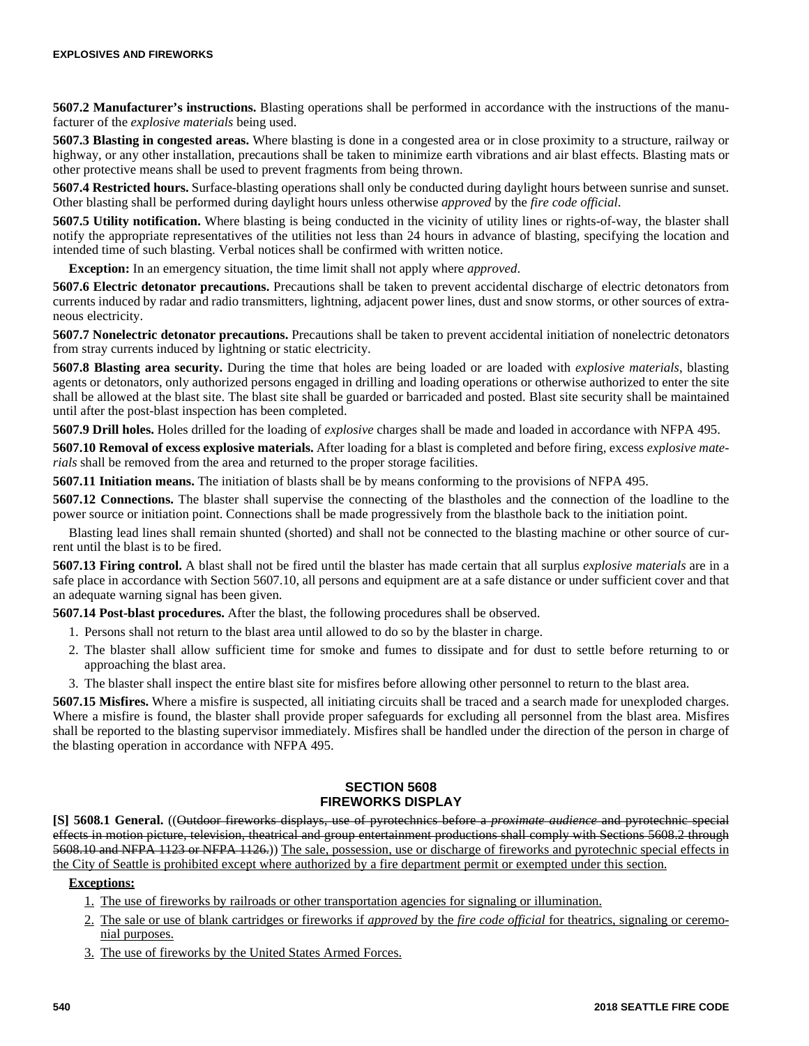**5607.2 Manufacturer's instructions.** Blasting operations shall be performed in accordance with the instructions of the manufacturer of the *explosive materials* being used.

**5607.3 Blasting in congested areas.** Where blasting is done in a congested area or in close proximity to a structure, railway or highway, or any other installation, precautions shall be taken to minimize earth vibrations and air blast effects. Blasting mats or other protective means shall be used to prevent fragments from being thrown.

**5607.4 Restricted hours.** Surface-blasting operations shall only be conducted during daylight hours between sunrise and sunset. Other blasting shall be performed during daylight hours unless otherwise *approved* by the *fire code official*.

**5607.5 Utility notification.** Where blasting is being conducted in the vicinity of utility lines or rights-of-way, the blaster shall notify the appropriate representatives of the utilities not less than 24 hours in advance of blasting, specifying the location and intended time of such blasting. Verbal notices shall be confirmed with written notice.

**Exception:** In an emergency situation, the time limit shall not apply where *approved*.

**5607.6 Electric detonator precautions.** Precautions shall be taken to prevent accidental discharge of electric detonators from currents induced by radar and radio transmitters, lightning, adjacent power lines, dust and snow storms, or other sources of extraneous electricity.

**5607.7 Nonelectric detonator precautions.** Precautions shall be taken to prevent accidental initiation of nonelectric detonators from stray currents induced by lightning or static electricity.

**5607.8 Blasting area security.** During the time that holes are being loaded or are loaded with *explosive materials*, blasting agents or detonators, only authorized persons engaged in drilling and loading operations or otherwise authorized to enter the site shall be allowed at the blast site. The blast site shall be guarded or barricaded and posted. Blast site security shall be maintained until after the post-blast inspection has been completed.

**5607.9 Drill holes.** Holes drilled for the loading of *explosive* charges shall be made and loaded in accordance with NFPA 495.

**5607.10 Removal of excess explosive materials.** After loading for a blast is completed and before firing, excess *explosive materials* shall be removed from the area and returned to the proper storage facilities.

**5607.11 Initiation means.** The initiation of blasts shall be by means conforming to the provisions of NFPA 495.

**5607.12 Connections.** The blaster shall supervise the connecting of the blastholes and the connection of the loadline to the power source or initiation point. Connections shall be made progressively from the blasthole back to the initiation point.

Blasting lead lines shall remain shunted (shorted) and shall not be connected to the blasting machine or other source of current until the blast is to be fired.

**5607.13 Firing control.** A blast shall not be fired until the blaster has made certain that all surplus *explosive materials* are in a safe place in accordance with Section 5607.10, all persons and equipment are at a safe distance or under sufficient cover and that an adequate warning signal has been given.

**5607.14 Post-blast procedures.** After the blast, the following procedures shall be observed.

1. Persons shall not return to the blast area until allowed to do so by the blaster in charge.
2. The blaster shall allow sufficient time for smoke and fumes to dissipate and for dust to settle before returning to or approaching the blast area.
3. The blaster shall inspect the entire blast site for misfires before allowing other personnel to return to the blast area.

**5607.15 Misfires.** Where a misfire is suspected, all initiating circuits shall be traced and a search made for unexploded charges. Where a misfire is found, the blaster shall provide proper safeguards for excluding all personnel from the blast area. Misfires shall be reported to the blasting supervisor immediately. Misfires shall be handled under the direction of the person in charge of the blasting operation in accordance with NFPA 495.

## SECTION 5608
## FIREWORKS DISPLAY

**[S] 5608.1 General.** ((~~Outdoor fireworks displays, use of pyrotechnics before a *proximate audience* and pyrotechnic special effects in motion picture, television, theatrical and group entertainment productions shall comply with Sections 5608.2 through 5608.10 and NFPA 1123 or NFPA 1126.~~)) <u>The sale, possession, use or discharge of fireworks and pyrotechnic special effects in the City of Seattle is prohibited except where authorized by a fire department permit or exempted under this section.</u>

<u>**Exceptions:**</u>

1. <u>The use of fireworks by railroads or other transportation agencies for signaling or illumination.</u>
2. <u>The sale or use of blank cartridges or fireworks if *approved* by the *fire code official* for theatrics, signaling or ceremonial purposes.</u>
3. <u>The use of fireworks by the United States Armed Forces.</u>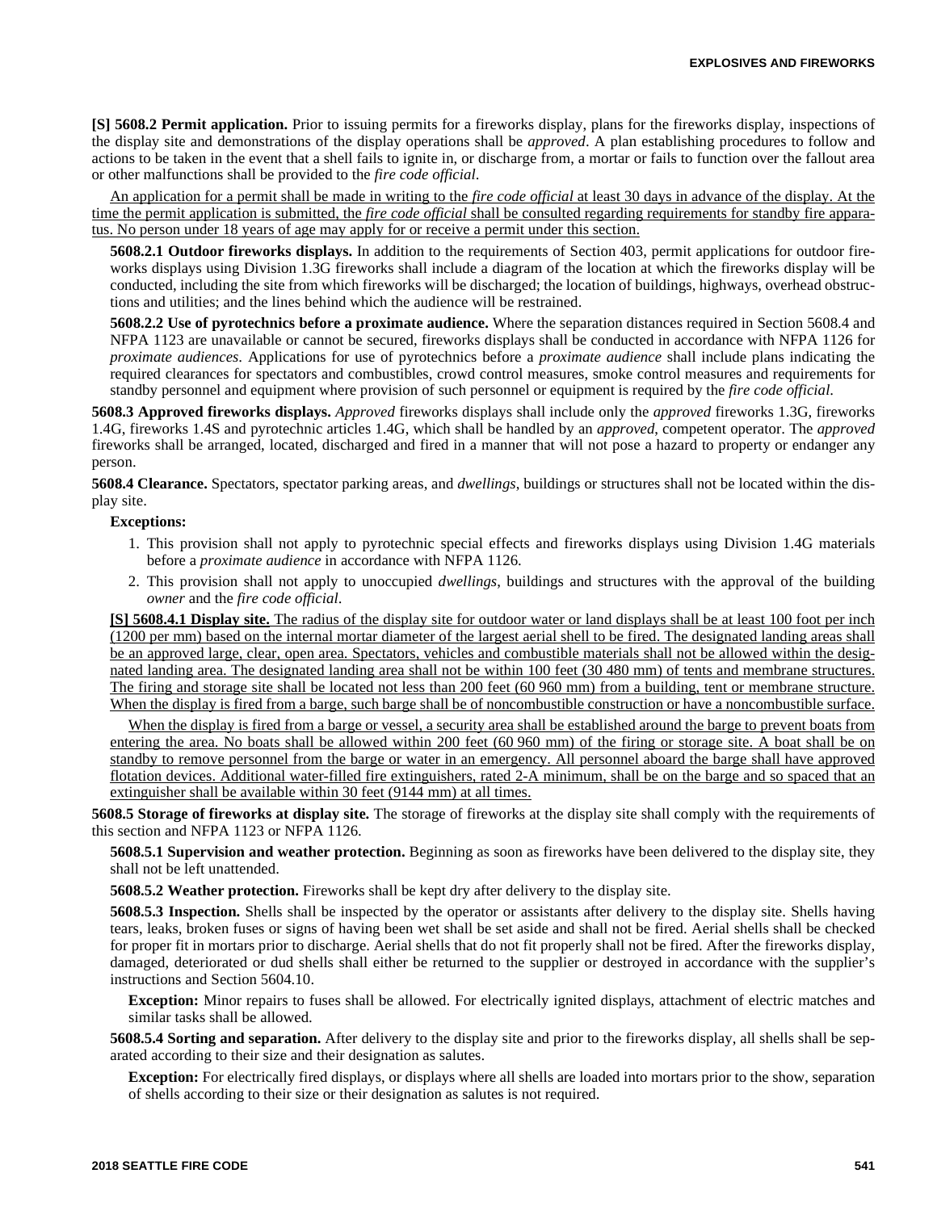**[S] 5608.2 Permit application.** Prior to issuing permits for a fireworks display, plans for the fireworks display, inspections of the display site and demonstrations of the display operations shall be *approved*. A plan establishing procedures to follow and actions to be taken in the event that a shell fails to ignite in, or discharge from, a mortar or fails to function over the fallout area or other malfunctions shall be provided to the *fire code official*.

An application for a permit shall be made in writing to the *fire code official* at least 30 days in advance of the display. At the time the permit application is submitted, the *fire code official* shall be consulted regarding requirements for standby fire apparatus. No person under 18 years of age may apply for or receive a permit under this section.

**5608.2.1 Outdoor fireworks displays.** In addition to the requirements of Section 403, permit applications for outdoor fireworks displays using Division 1.3G fireworks shall include a diagram of the location at which the fireworks display will be conducted, including the site from which fireworks will be discharged; the location of buildings, highways, overhead obstructions and utilities; and the lines behind which the audience will be restrained.

**5608.2.2 Use of pyrotechnics before a proximate audience.** Where the separation distances required in Section 5608.4 and NFPA 1123 are unavailable or cannot be secured, fireworks displays shall be conducted in accordance with NFPA 1126 for *proximate audiences*. Applications for use of pyrotechnics before a *proximate audience* shall include plans indicating the required clearances for spectators and combustibles, crowd control measures, smoke control measures and requirements for standby personnel and equipment where provision of such personnel or equipment is required by the *fire code official*.

**5608.3 Approved fireworks displays.** *Approved* fireworks displays shall include only the *approved* fireworks 1.3G, fireworks 1.4G, fireworks 1.4S and pyrotechnic articles 1.4G, which shall be handled by an *approved*, competent operator. The *approved* fireworks shall be arranged, located, discharged and fired in a manner that will not pose a hazard to property or endanger any person.

**5608.4 Clearance.** Spectators, spectator parking areas, and *dwellings*, buildings or structures shall not be located within the display site.

**Exceptions:**

1. This provision shall not apply to pyrotechnic special effects and fireworks displays using Division 1.4G materials before a *proximate audience* in accordance with NFPA 1126.
2. This provision shall not apply to unoccupied *dwellings*, buildings and structures with the approval of the building *owner* and the *fire code official*.

**[S] 5608.4.1 Display site.** The radius of the display site for outdoor water or land displays shall be at least 100 foot per inch (1200 per mm) based on the internal mortar diameter of the largest aerial shell to be fired. The designated landing areas shall be an approved large, clear, open area. Spectators, vehicles and combustible materials shall not be allowed within the designated landing area. The designated landing area shall not be within 100 feet (30 480 mm) of tents and membrane structures. The firing and storage site shall be located not less than 200 feet (60 960 mm) from a building, tent or membrane structure. When the display is fired from a barge, such barge shall be of noncombustible construction or have a noncombustible surface.

When the display is fired from a barge or vessel, a security area shall be established around the barge to prevent boats from entering the area. No boats shall be allowed within 200 feet (60 960 mm) of the firing or storage site. A boat shall be on standby to remove personnel from the barge or water in an emergency. All personnel aboard the barge shall have approved flotation devices. Additional water-filled fire extinguishers, rated 2-A minimum, shall be on the barge and so spaced that an extinguisher shall be available within 30 feet (9144 mm) at all times.

**5608.5 Storage of fireworks at display site.** The storage of fireworks at the display site shall comply with the requirements of this section and NFPA 1123 or NFPA 1126.

**5608.5.1 Supervision and weather protection.** Beginning as soon as fireworks have been delivered to the display site, they shall not be left unattended.

**5608.5.2 Weather protection.** Fireworks shall be kept dry after delivery to the display site.

**5608.5.3 Inspection.** Shells shall be inspected by the operator or assistants after delivery to the display site. Shells having tears, leaks, broken fuses or signs of having been wet shall be set aside and shall not be fired. Aerial shells shall be checked for proper fit in mortars prior to discharge. Aerial shells that do not fit properly shall not be fired. After the fireworks display, damaged, deteriorated or dud shells shall either be returned to the supplier or destroyed in accordance with the supplier's instructions and Section 5604.10.

**Exception:** Minor repairs to fuses shall be allowed. For electrically ignited displays, attachment of electric matches and similar tasks shall be allowed.

**5608.5.4 Sorting and separation.** After delivery to the display site and prior to the fireworks display, all shells shall be separated according to their size and their designation as salutes.

**Exception:** For electrically fired displays, or displays where all shells are loaded into mortars prior to the show, separation of shells according to their size or their designation as salutes is not required.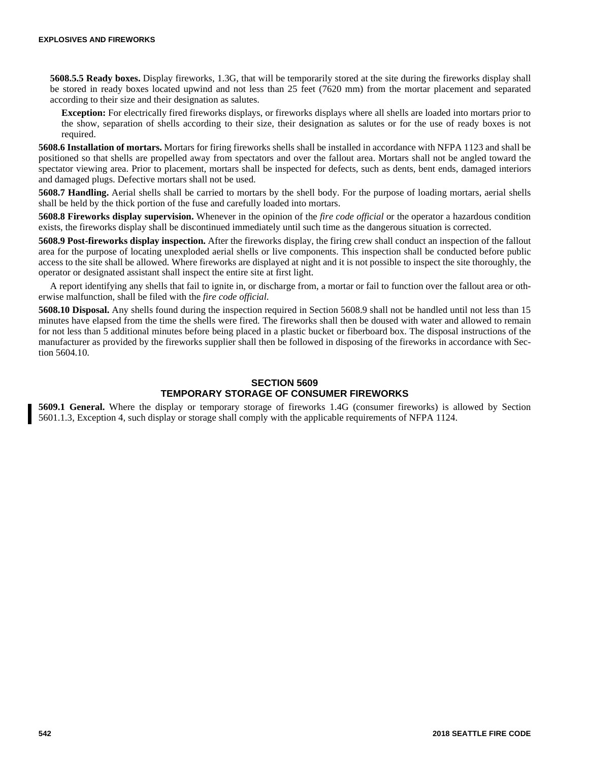**5608.5.5 Ready boxes.** Display fireworks, 1.3G, that will be temporarily stored at the site during the fireworks display shall be stored in ready boxes located upwind and not less than 25 feet (7620 mm) from the mortar placement and separated according to their size and their designation as salutes.

**Exception:** For electrically fired fireworks displays, or fireworks displays where all shells are loaded into mortars prior to the show, separation of shells according to their size, their designation as salutes or for the use of ready boxes is not required.

**5608.6 Installation of mortars.** Mortars for firing fireworks shells shall be installed in accordance with NFPA 1123 and shall be positioned so that shells are propelled away from spectators and over the fallout area. Mortars shall not be angled toward the spectator viewing area. Prior to placement, mortars shall be inspected for defects, such as dents, bent ends, damaged interiors and damaged plugs. Defective mortars shall not be used.

**5608.7 Handling.** Aerial shells shall be carried to mortars by the shell body. For the purpose of loading mortars, aerial shells shall be held by the thick portion of the fuse and carefully loaded into mortars.

**5608.8 Fireworks display supervision.** Whenever in the opinion of the *fire code official* or the operator a hazardous condition exists, the fireworks display shall be discontinued immediately until such time as the dangerous situation is corrected.

**5608.9 Post-fireworks display inspection.** After the fireworks display, the firing crew shall conduct an inspection of the fallout area for the purpose of locating unexploded aerial shells or live components. This inspection shall be conducted before public access to the site shall be allowed. Where fireworks are displayed at night and it is not possible to inspect the site thoroughly, the operator or designated assistant shall inspect the entire site at first light.

A report identifying any shells that fail to ignite in, or discharge from, a mortar or fail to function over the fallout area or otherwise malfunction, shall be filed with the *fire code official*.

**5608.10 Disposal.** Any shells found during the inspection required in Section 5608.9 shall not be handled until not less than 15 minutes have elapsed from the time the shells were fired. The fireworks shall then be doused with water and allowed to remain for not less than 5 additional minutes before being placed in a plastic bucket or fiberboard box. The disposal instructions of the manufacturer as provided by the fireworks supplier shall then be followed in disposing of the fireworks in accordance with Section 5604.10.

## SECTION 5609
## TEMPORARY STORAGE OF CONSUMER FIREWORKS

**5609.1 General.** Where the display or temporary storage of fireworks 1.4G (consumer fireworks) is allowed by Section 5601.1.3, Exception 4, such display or storage shall comply with the applicable requirements of NFPA 1124.